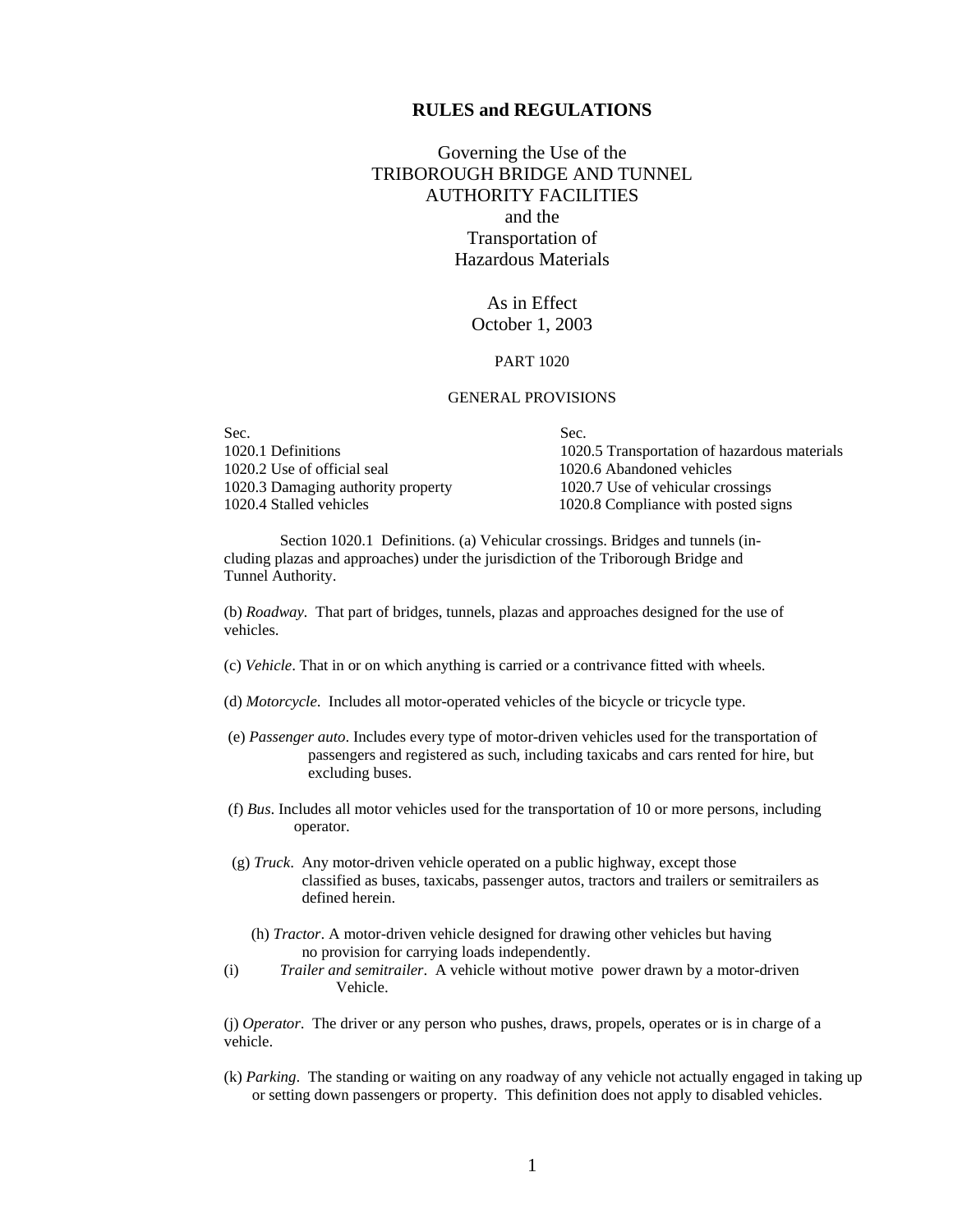# RULES and REGULATIONS

## Governing the Use of the TRIBOROUGH BRIDGE AND TUNNEL AUTHORITY FACILITIES and the Transportation of Hazardous Materials

As in Effect
October 1, 2003

PART 1020

GENERAL PROVISIONS

| Sec. | Sec. |
|---|---|
| 1020.1 Definitions | 1020.5 Transportation of hazardous materials |
| 1020.2 Use of official seal | 1020.6 Abandoned vehicles |
| 1020.3 Damaging authority property | 1020.7 Use of vehicular crossings |
| 1020.4 Stalled vehicles | 1020.8 Compliance with posted signs |

Section 1020.1 Definitions. (a) Vehicular crossings. Bridges and tunnels (including plazas and approaches) under the jurisdiction of the Triborough Bridge and Tunnel Authority.

(b) *Roadway*. That part of bridges, tunnels, plazas and approaches designed for the use of vehicles.

(c) *Vehicle*. That in or on which anything is carried or a contrivance fitted with wheels.

(d) *Motorcycle*. Includes all motor-operated vehicles of the bicycle or tricycle type.

(e) *Passenger auto*. Includes every type of motor-driven vehicles used for the transportation of passengers and registered as such, including taxicabs and cars rented for hire, but excluding buses.

(f) *Bus*. Includes all motor vehicles used for the transportation of 10 or more persons, including operator.

(g) *Truck*. Any motor-driven vehicle operated on a public highway, except those classified as buses, taxicabs, passenger autos, tractors and trailers or semitrailers as defined herein.

(h) *Tractor*. A motor-driven vehicle designed for drawing other vehicles but having no provision for carrying loads independently.

(i) *Trailer and semitrailer*. A vehicle without motive power drawn by a motor-driven Vehicle.

(j) *Operator*. The driver or any person who pushes, draws, propels, operates or is in charge of a vehicle.

(k) *Parking*. The standing or waiting on any roadway of any vehicle not actually engaged in taking up or setting down passengers or property. This definition does not apply to disabled vehicles.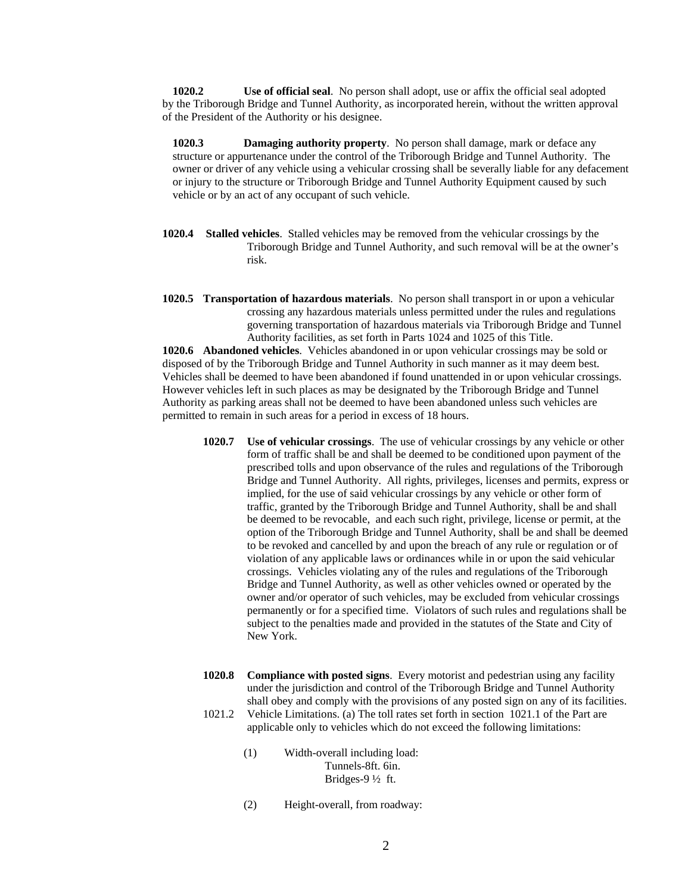**1020.2 Use of official seal**. No person shall adopt, use or affix the official seal adopted by the Triborough Bridge and Tunnel Authority, as incorporated herein, without the written approval of the President of the Authority or his designee.

**1020.3 Damaging authority property**. No person shall damage, mark or deface any structure or appurtenance under the control of the Triborough Bridge and Tunnel Authority. The owner or driver of any vehicle using a vehicular crossing shall be severally liable for any defacement or injury to the structure or Triborough Bridge and Tunnel Authority Equipment caused by such vehicle or by an act of any occupant of such vehicle.

**1020.4 Stalled vehicles**. Stalled vehicles may be removed from the vehicular crossings by the Triborough Bridge and Tunnel Authority, and such removal will be at the owner's risk.

**1020.5 Transportation of hazardous materials**. No person shall transport in or upon a vehicular crossing any hazardous materials unless permitted under the rules and regulations governing transportation of hazardous materials via Triborough Bridge and Tunnel Authority facilities, as set forth in Parts 1024 and 1025 of this Title.

**1020.6 Abandoned vehicles**. Vehicles abandoned in or upon vehicular crossings may be sold or disposed of by the Triborough Bridge and Tunnel Authority in such manner as it may deem best. Vehicles shall be deemed to have been abandoned if found unattended in or upon vehicular crossings. However vehicles left in such places as may be designated by the Triborough Bridge and Tunnel Authority as parking areas shall not be deemed to have been abandoned unless such vehicles are permitted to remain in such areas for a period in excess of 18 hours.

**1020.7 Use of vehicular crossings**. The use of vehicular crossings by any vehicle or other form of traffic shall be and shall be deemed to be conditioned upon payment of the prescribed tolls and upon observance of the rules and regulations of the Triborough Bridge and Tunnel Authority. All rights, privileges, licenses and permits, express or implied, for the use of said vehicular crossings by any vehicle or other form of traffic, granted by the Triborough Bridge and Tunnel Authority, shall be and shall be deemed to be revocable, and each such right, privilege, license or permit, at the option of the Triborough Bridge and Tunnel Authority, shall be and shall be deemed to be revoked and cancelled by and upon the breach of any rule or regulation or of violation of any applicable laws or ordinances while in or upon the said vehicular crossings. Vehicles violating any of the rules and regulations of the Triborough Bridge and Tunnel Authority, as well as other vehicles owned or operated by the owner and/or operator of such vehicles, may be excluded from vehicular crossings permanently or for a specified time. Violators of such rules and regulations shall be subject to the penalties made and provided in the statutes of the State and City of New York.

**1020.8 Compliance with posted signs**. Every motorist and pedestrian using any facility under the jurisdiction and control of the Triborough Bridge and Tunnel Authority shall obey and comply with the provisions of any posted sign on any of its facilities.

1021.2 Vehicle Limitations. (a) The toll rates set forth in section 1021.1 of the Part are applicable only to vehicles which do not exceed the following limitations:

(1) Width-overall including load:
Tunnels-8ft. 6in.
Bridges-9 ½ ft.

(2) Height-overall, from roadway: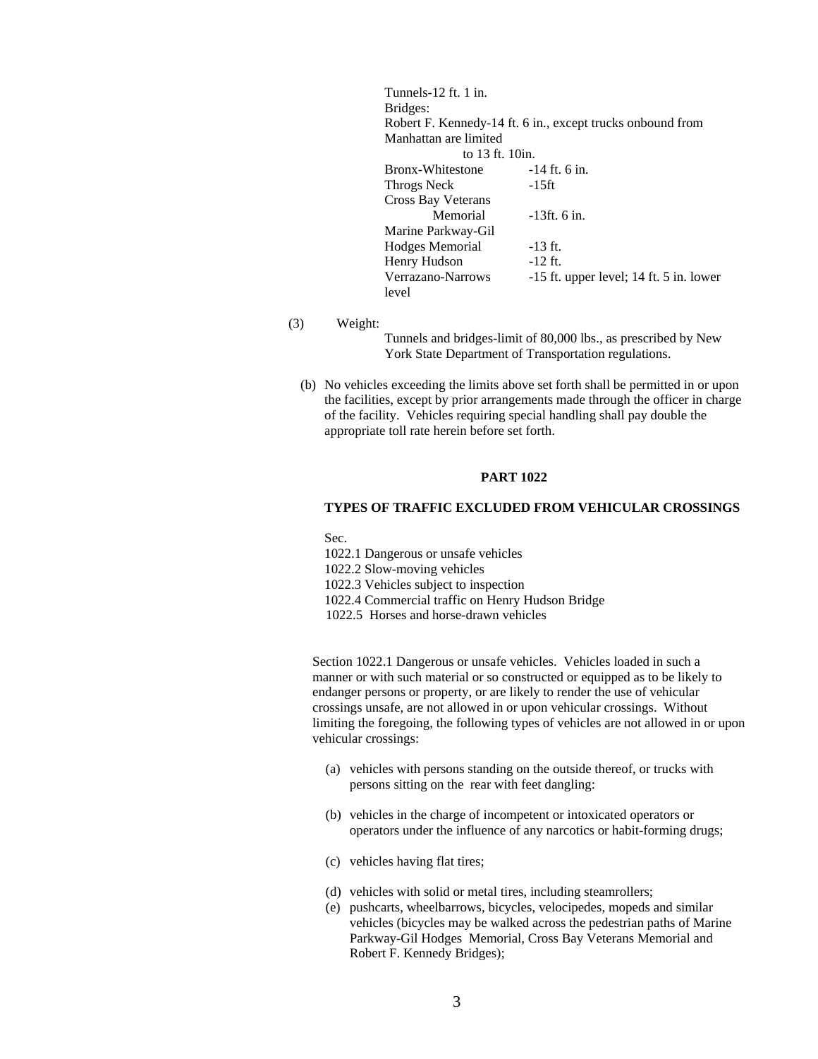Tunnels-12 ft. 1 in.

Bridges:

Robert F. Kennedy-14 ft. 6 in., except trucks onbound from Manhattan are limited to 13 ft. 10in.

| | |
|---|---|
| Bronx-Whitestone | -14 ft. 6 in. |
| Throgs Neck | -15ft |
| Cross Bay Veterans Memorial | -13ft. 6 in. |
| Marine Parkway-Gil Hodges Memorial | -13 ft. |
| Henry Hudson | -12 ft. |
| Verrazano-Narrows | -15 ft. upper level; 14 ft. 5 in. lower level |

(3) Weight:

Tunnels and bridges-limit of 80,000 lbs., as prescribed by New York State Department of Transportation regulations.

(b) No vehicles exceeding the limits above set forth shall be permitted in or upon the facilities, except by prior arrangements made through the officer in charge of the facility. Vehicles requiring special handling shall pay double the appropriate toll rate herein before set forth.

## PART 1022

## TYPES OF TRAFFIC EXCLUDED FROM VEHICULAR CROSSINGS

Sec.
1022.1 Dangerous or unsafe vehicles
1022.2 Slow-moving vehicles
1022.3 Vehicles subject to inspection
1022.4 Commercial traffic on Henry Hudson Bridge
1022.5 Horses and horse-drawn vehicles

Section 1022.1 Dangerous or unsafe vehicles. Vehicles loaded in such a manner or with such material or so constructed or equipped as to be likely to endanger persons or property, or are likely to render the use of vehicular crossings unsafe, are not allowed in or upon vehicular crossings. Without limiting the foregoing, the following types of vehicles are not allowed in or upon vehicular crossings:

(a) vehicles with persons standing on the outside thereof, or trucks with persons sitting on the rear with feet dangling:

(b) vehicles in the charge of incompetent or intoxicated operators or operators under the influence of any narcotics or habit-forming drugs;

(c) vehicles having flat tires;

(d) vehicles with solid or metal tires, including steamrollers;

(e) pushcarts, wheelbarrows, bicycles, velocipedes, mopeds and similar vehicles (bicycles may be walked across the pedestrian paths of Marine Parkway-Gil Hodges Memorial, Cross Bay Veterans Memorial and Robert F. Kennedy Bridges);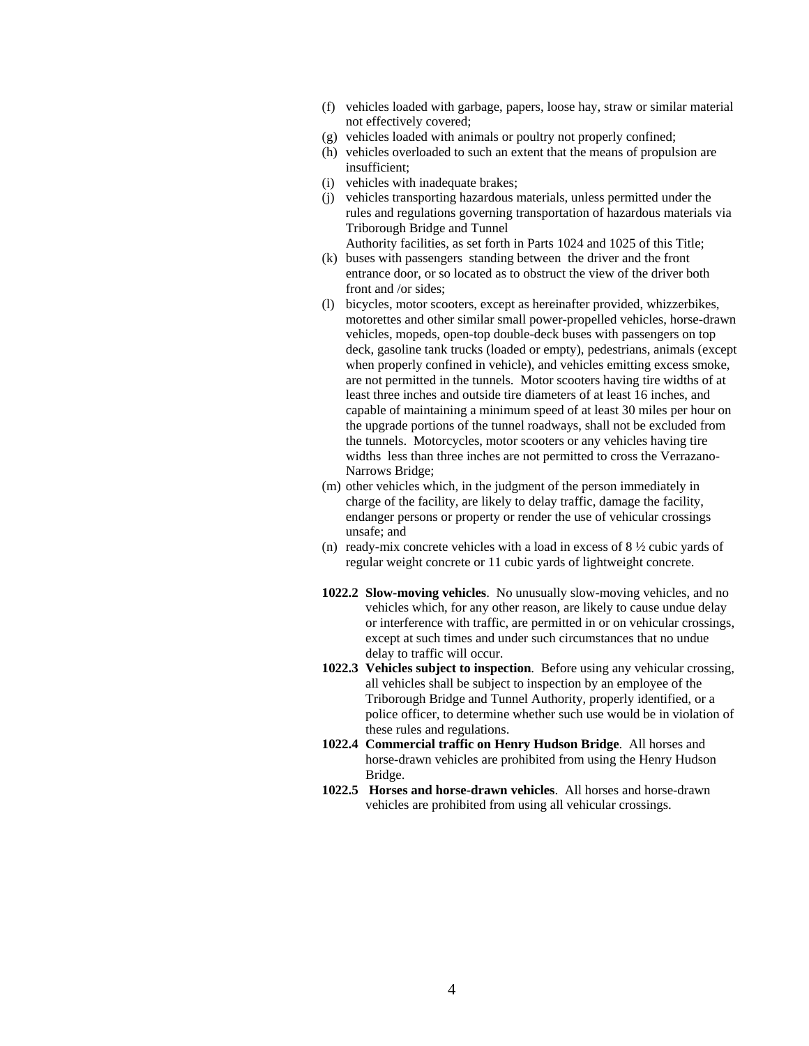(f) vehicles loaded with garbage, papers, loose hay, straw or similar material not effectively covered;
(g) vehicles loaded with animals or poultry not properly confined;
(h) vehicles overloaded to such an extent that the means of propulsion are insufficient;
(i) vehicles with inadequate brakes;
(j) vehicles transporting hazardous materials, unless permitted under the rules and regulations governing transportation of hazardous materials via Triborough Bridge and Tunnel Authority facilities, as set forth in Parts 1024 and 1025 of this Title;
(k) buses with passengers standing between the driver and the front entrance door, or so located as to obstruct the view of the driver both front and /or sides;
(l) bicycles, motor scooters, except as hereinafter provided, whizzerbikes, motorettes and other similar small power-propelled vehicles, horse-drawn vehicles, mopeds, open-top double-deck buses with passengers on top deck, gasoline tank trucks (loaded or empty), pedestrians, animals (except when properly confined in vehicle), and vehicles emitting excess smoke, are not permitted in the tunnels. Motor scooters having tire widths of at least three inches and outside tire diameters of at least 16 inches, and capable of maintaining a minimum speed of at least 30 miles per hour on the upgrade portions of the tunnel roadways, shall not be excluded from the tunnels. Motorcycles, motor scooters or any vehicles having tire widths less than three inches are not permitted to cross the Verrazano-Narrows Bridge;
(m) other vehicles which, in the judgment of the person immediately in charge of the facility, are likely to delay traffic, damage the facility, endanger persons or property or render the use of vehicular crossings unsafe; and
(n) ready-mix concrete vehicles with a load in excess of 8 ½ cubic yards of regular weight concrete or 11 cubic yards of lightweight concrete.

**1022.2 Slow-moving vehicles**. No unusually slow-moving vehicles, and no vehicles which, for any other reason, are likely to cause undue delay or interference with traffic, are permitted in or on vehicular crossings, except at such times and under such circumstances that no undue delay to traffic will occur.

**1022.3 Vehicles subject to inspection**. Before using any vehicular crossing, all vehicles shall be subject to inspection by an employee of the Triborough Bridge and Tunnel Authority, properly identified, or a police officer, to determine whether such use would be in violation of these rules and regulations.

**1022.4 Commercial traffic on Henry Hudson Bridge**. All horses and horse-drawn vehicles are prohibited from using the Henry Hudson Bridge.

**1022.5 Horses and horse-drawn vehicles**. All horses and horse-drawn vehicles are prohibited from using all vehicular crossings.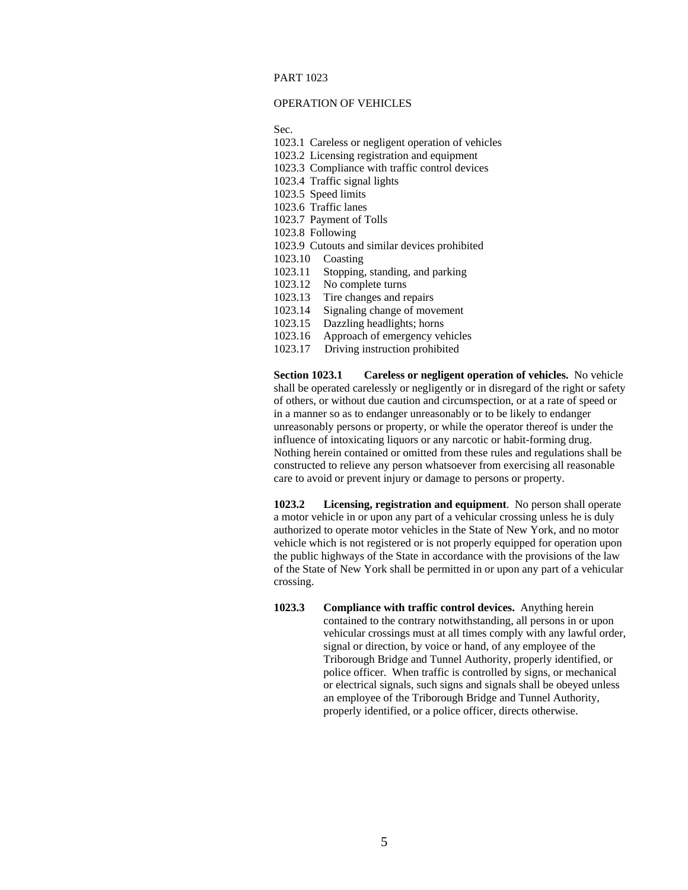PART 1023

OPERATION OF VEHICLES

Sec.

1023.1 Careless or negligent operation of vehicles
1023.2 Licensing registration and equipment
1023.3 Compliance with traffic control devices
1023.4 Traffic signal lights
1023.5 Speed limits
1023.6 Traffic lanes
1023.7 Payment of Tolls
1023.8 Following
1023.9 Cutouts and similar devices prohibited
1023.10 Coasting
1023.11 Stopping, standing, and parking
1023.12 No complete turns
1023.13 Tire changes and repairs
1023.14 Signaling change of movement
1023.15 Dazzling headlights; horns
1023.16 Approach of emergency vehicles
1023.17 Driving instruction prohibited

**Section 1023.1 Careless or negligent operation of vehicles.** No vehicle shall be operated carelessly or negligently or in disregard of the right or safety of others, or without due caution and circumspection, or at a rate of speed or in a manner so as to endanger unreasonably or to be likely to endanger unreasonably persons or property, or while the operator thereof is under the influence of intoxicating liquors or any narcotic or habit-forming drug. Nothing herein contained or omitted from these rules and regulations shall be constructed to relieve any person whatsoever from exercising all reasonable care to avoid or prevent injury or damage to persons or property.

**1023.2 Licensing, registration and equipment**. No person shall operate a motor vehicle in or upon any part of a vehicular crossing unless he is duly authorized to operate motor vehicles in the State of New York, and no motor vehicle which is not registered or is not properly equipped for operation upon the public highways of the State in accordance with the provisions of the law of the State of New York shall be permitted in or upon any part of a vehicular crossing.

**1023.3 Compliance with traffic control devices.** Anything herein contained to the contrary notwithstanding, all persons in or upon vehicular crossings must at all times comply with any lawful order, signal or direction, by voice or hand, of any employee of the Triborough Bridge and Tunnel Authority, properly identified, or police officer. When traffic is controlled by signs, or mechanical or electrical signals, such signs and signals shall be obeyed unless an employee of the Triborough Bridge and Tunnel Authority, properly identified, or a police officer, directs otherwise.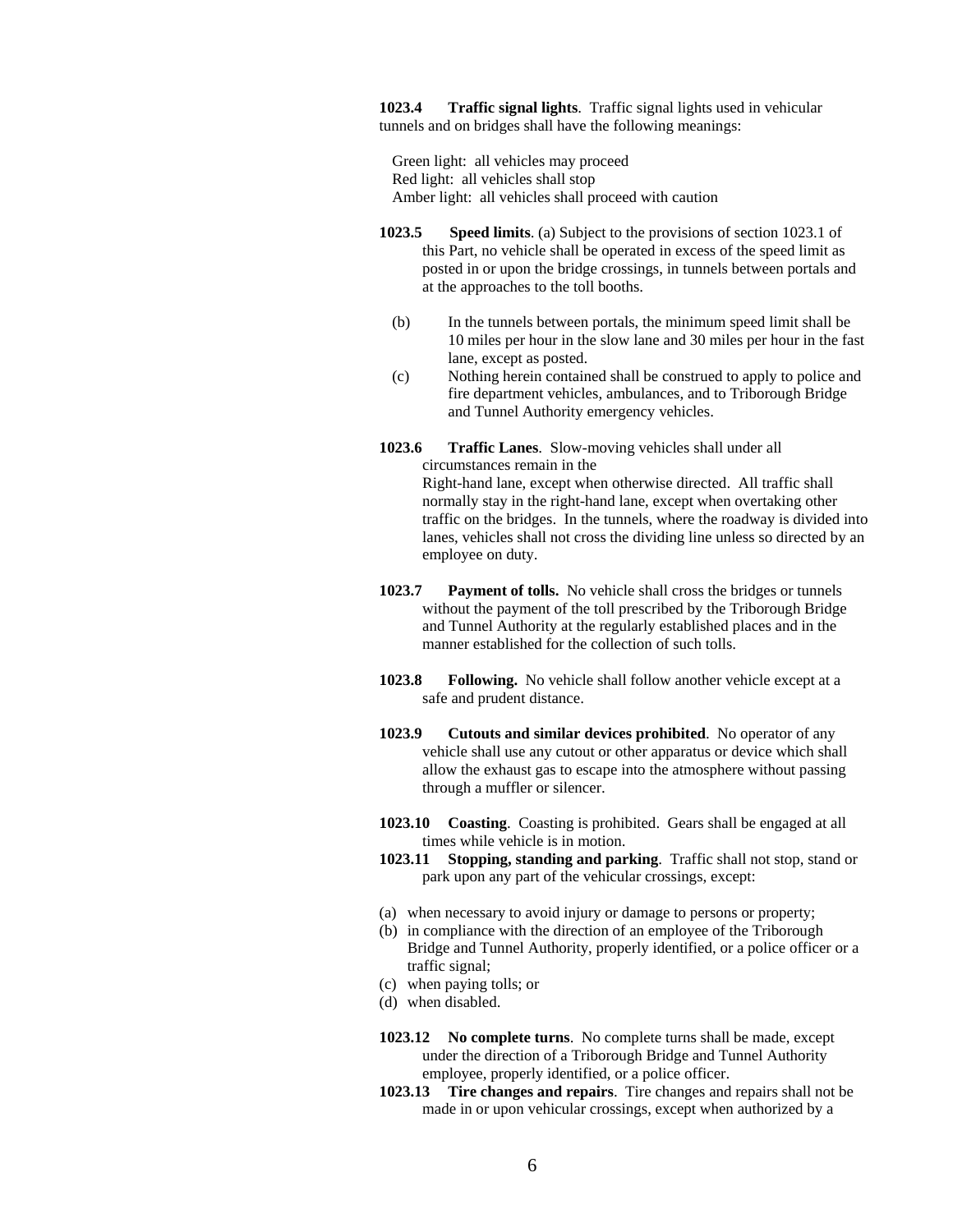**1023.4 Traffic signal lights**. Traffic signal lights used in vehicular tunnels and on bridges shall have the following meanings:

Green light: all vehicles may proceed
Red light: all vehicles shall stop
Amber light: all vehicles shall proceed with caution

**1023.5 Speed limits**. (a) Subject to the provisions of section 1023.1 of this Part, no vehicle shall be operated in excess of the speed limit as posted in or upon the bridge crossings, in tunnels between portals and at the approaches to the toll booths.

(b) In the tunnels between portals, the minimum speed limit shall be 10 miles per hour in the slow lane and 30 miles per hour in the fast lane, except as posted.

(c) Nothing herein contained shall be construed to apply to police and fire department vehicles, ambulances, and to Triborough Bridge and Tunnel Authority emergency vehicles.

**1023.6 Traffic Lanes**. Slow-moving vehicles shall under all circumstances remain in the Right-hand lane, except when otherwise directed. All traffic shall normally stay in the right-hand lane, except when overtaking other traffic on the bridges. In the tunnels, where the roadway is divided into lanes, vehicles shall not cross the dividing line unless so directed by an employee on duty.

**1023.7 Payment of tolls.** No vehicle shall cross the bridges or tunnels without the payment of the toll prescribed by the Triborough Bridge and Tunnel Authority at the regularly established places and in the manner established for the collection of such tolls.

**1023.8 Following.** No vehicle shall follow another vehicle except at a safe and prudent distance.

**1023.9 Cutouts and similar devices prohibited**. No operator of any vehicle shall use any cutout or other apparatus or device which shall allow the exhaust gas to escape into the atmosphere without passing through a muffler or silencer.

**1023.10 Coasting**. Coasting is prohibited. Gears shall be engaged at all times while vehicle is in motion.

**1023.11 Stopping, standing and parking**. Traffic shall not stop, stand or park upon any part of the vehicular crossings, except:

(a) when necessary to avoid injury or damage to persons or property;
(b) in compliance with the direction of an employee of the Triborough Bridge and Tunnel Authority, properly identified, or a police officer or a traffic signal;
(c) when paying tolls; or
(d) when disabled.

**1023.12 No complete turns**. No complete turns shall be made, except under the direction of a Triborough Bridge and Tunnel Authority employee, properly identified, or a police officer.

**1023.13 Tire changes and repairs**. Tire changes and repairs shall not be made in or upon vehicular crossings, except when authorized by a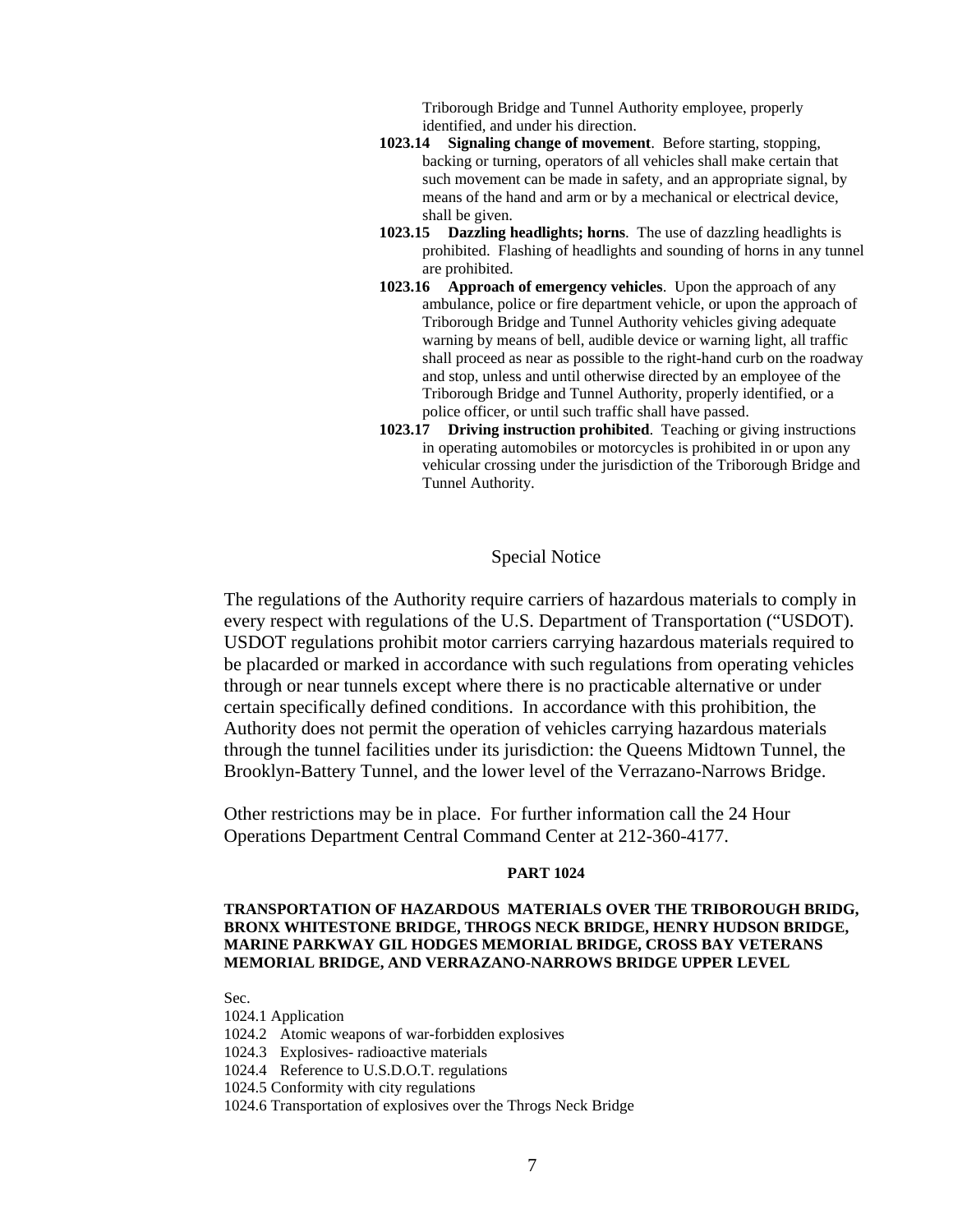Triborough Bridge and Tunnel Authority employee, properly identified, and under his direction.

**1023.14 Signaling change of movement**. Before starting, stopping, backing or turning, operators of all vehicles shall make certain that such movement can be made in safety, and an appropriate signal, by means of the hand and arm or by a mechanical or electrical device, shall be given.

**1023.15 Dazzling headlights; horns**. The use of dazzling headlights is prohibited. Flashing of headlights and sounding of horns in any tunnel are prohibited.

**1023.16 Approach of emergency vehicles**. Upon the approach of any ambulance, police or fire department vehicle, or upon the approach of Triborough Bridge and Tunnel Authority vehicles giving adequate warning by means of bell, audible device or warning light, all traffic shall proceed as near as possible to the right-hand curb on the roadway and stop, unless and until otherwise directed by an employee of the Triborough Bridge and Tunnel Authority, properly identified, or a police officer, or until such traffic shall have passed.

**1023.17 Driving instruction prohibited**. Teaching or giving instructions in operating automobiles or motorcycles is prohibited in or upon any vehicular crossing under the jurisdiction of the Triborough Bridge and Tunnel Authority.

## Special Notice

The regulations of the Authority require carriers of hazardous materials to comply in every respect with regulations of the U.S. Department of Transportation ("USDOT). USDOT regulations prohibit motor carriers carrying hazardous materials required to be placarded or marked in accordance with such regulations from operating vehicles through or near tunnels except where there is no practicable alternative or under certain specifically defined conditions. In accordance with this prohibition, the Authority does not permit the operation of vehicles carrying hazardous materials through the tunnel facilities under its jurisdiction: the Queens Midtown Tunnel, the Brooklyn-Battery Tunnel, and the lower level of the Verrazano-Narrows Bridge.

Other restrictions may be in place. For further information call the 24 Hour Operations Department Central Command Center at 212-360-4177.

## PART 1024

### TRANSPORTATION OF HAZARDOUS MATERIALS OVER THE TRIBOROUGH BRIDG, BRONX WHITESTONE BRIDGE, THROGS NECK BRIDGE, HENRY HUDSON BRIDGE, MARINE PARKWAY GIL HODGES MEMORIAL BRIDGE, CROSS BAY VETERANS MEMORIAL BRIDGE, AND VERRAZANO-NARROWS BRIDGE UPPER LEVEL

Sec.
1024.1 Application
1024.2 Atomic weapons of war-forbidden explosives
1024.3 Explosives- radioactive materials
1024.4 Reference to U.S.D.O.T. regulations
1024.5 Conformity with city regulations
1024.6 Transportation of explosives over the Throgs Neck Bridge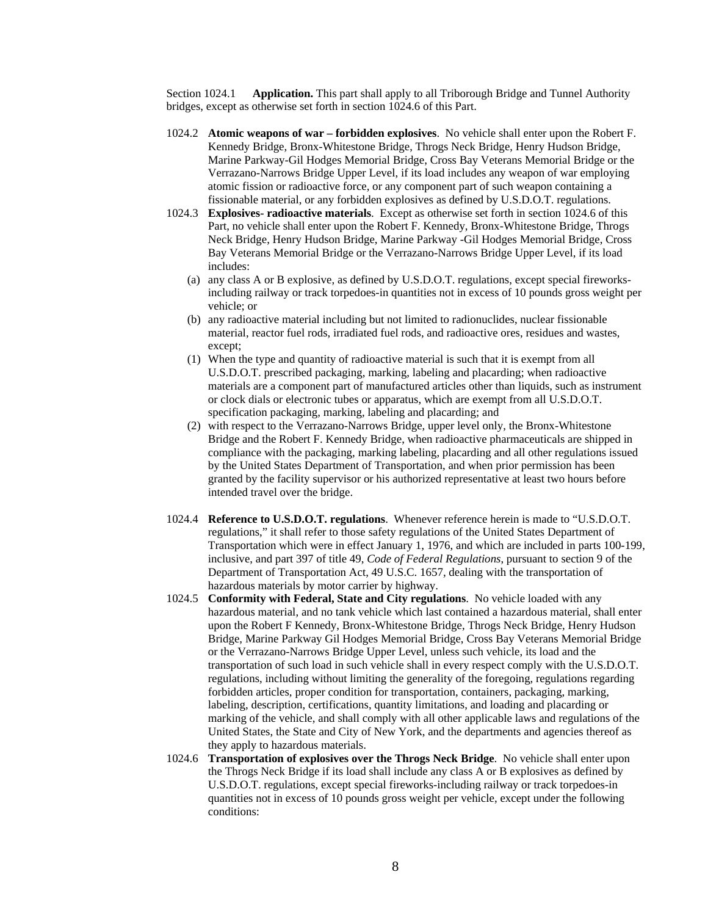Section 1024.1 **Application.** This part shall apply to all Triborough Bridge and Tunnel Authority bridges, except as otherwise set forth in section 1024.6 of this Part.

1024.2 **Atomic weapons of war – forbidden explosives**. No vehicle shall enter upon the Robert F. Kennedy Bridge, Bronx-Whitestone Bridge, Throgs Neck Bridge, Henry Hudson Bridge, Marine Parkway-Gil Hodges Memorial Bridge, Cross Bay Veterans Memorial Bridge or the Verrazano-Narrows Bridge Upper Level, if its load includes any weapon of war employing atomic fission or radioactive force, or any component part of such weapon containing a fissionable material, or any forbidden explosives as defined by U.S.D.O.T. regulations.

1024.3 **Explosives- radioactive materials**. Except as otherwise set forth in section 1024.6 of this Part, no vehicle shall enter upon the Robert F. Kennedy Bridge, Bronx-Whitestone Bridge, Throgs Neck Bridge, Henry Hudson Bridge, Marine Parkway -Gil Hodges Memorial Bridge, Cross Bay Veterans Memorial Bridge or the Verrazano-Narrows Bridge Upper Level, if its load includes:

(a) any class A or B explosive, as defined by U.S.D.O.T. regulations, except special fireworks-including railway or track torpedoes-in quantities not in excess of 10 pounds gross weight per vehicle; or

(b) any radioactive material including but not limited to radionuclides, nuclear fissionable material, reactor fuel rods, irradiated fuel rods, and radioactive ores, residues and wastes, except;

(1) When the type and quantity of radioactive material is such that it is exempt from all U.S.D.O.T. prescribed packaging, marking, labeling and placarding; when radioactive materials are a component part of manufactured articles other than liquids, such as instrument or clock dials or electronic tubes or apparatus, which are exempt from all U.S.D.O.T. specification packaging, marking, labeling and placarding; and

(2) with respect to the Verrazano-Narrows Bridge, upper level only, the Bronx-Whitestone Bridge and the Robert F. Kennedy Bridge, when radioactive pharmaceuticals are shipped in compliance with the packaging, marking labeling, placarding and all other regulations issued by the United States Department of Transportation, and when prior permission has been granted by the facility supervisor or his authorized representative at least two hours before intended travel over the bridge.

1024.4 **Reference to U.S.D.O.T. regulations**. Whenever reference herein is made to "U.S.D.O.T. regulations," it shall refer to those safety regulations of the United States Department of Transportation which were in effect January 1, 1976, and which are included in parts 100-199, inclusive, and part 397 of title 49, *Code of Federal Regulations*, pursuant to section 9 of the Department of Transportation Act, 49 U.S.C. 1657, dealing with the transportation of hazardous materials by motor carrier by highway.

1024.5 **Conformity with Federal, State and City regulations**. No vehicle loaded with any hazardous material, and no tank vehicle which last contained a hazardous material, shall enter upon the Robert F Kennedy, Bronx-Whitestone Bridge, Throgs Neck Bridge, Henry Hudson Bridge, Marine Parkway Gil Hodges Memorial Bridge, Cross Bay Veterans Memorial Bridge or the Verrazano-Narrows Bridge Upper Level, unless such vehicle, its load and the transportation of such load in such vehicle shall in every respect comply with the U.S.D.O.T. regulations, including without limiting the generality of the foregoing, regulations regarding forbidden articles, proper condition for transportation, containers, packaging, marking, labeling, description, certifications, quantity limitations, and loading and placarding or marking of the vehicle, and shall comply with all other applicable laws and regulations of the United States, the State and City of New York, and the departments and agencies thereof as they apply to hazardous materials.

1024.6 **Transportation of explosives over the Throgs Neck Bridge**. No vehicle shall enter upon the Throgs Neck Bridge if its load shall include any class A or B explosives as defined by U.S.D.O.T. regulations, except special fireworks-including railway or track torpedoes-in quantities not in excess of 10 pounds gross weight per vehicle, except under the following conditions: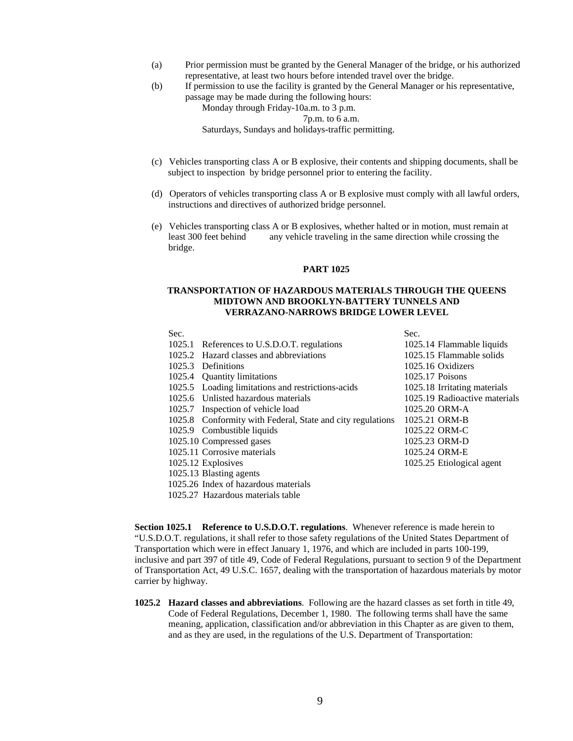(a) Prior permission must be granted by the General Manager of the bridge, or his authorized representative, at least two hours before intended travel over the bridge.

(b) If permission to use the facility is granted by the General Manager or his representative, passage may be made during the following hours:

Monday through Friday-10a.m. to 3 p.m.
7p.m. to 6 a.m.
Saturdays, Sundays and holidays-traffic permitting.

(c) Vehicles transporting class A or B explosive, their contents and shipping documents, shall be subject to inspection by bridge personnel prior to entering the facility.

(d) Operators of vehicles transporting class A or B explosive must comply with all lawful orders, instructions and directives of authorized bridge personnel.

(e) Vehicles transporting class A or B explosives, whether halted or in motion, must remain at least 300 feet behind any vehicle traveling in the same direction while crossing the bridge.

## PART 1025

## TRANSPORTATION OF HAZARDOUS MATERIALS THROUGH THE QUEENS MIDTOWN AND BROOKLYN-BATTERY TUNNELS AND VERRAZANO-NARROWS BRIDGE LOWER LEVEL

Sec.
1025.1 References to U.S.D.O.T. regulations
1025.2 Hazard classes and abbreviations
1025.3 Definitions
1025.4 Quantity limitations
1025.5 Loading limitations and restrictions-acids
1025.6 Unlisted hazardous materials
1025.7 Inspection of vehicle load
1025.8 Conformity with Federal, State and city regulations
1025.9 Combustible liquids
1025.10 Compressed gases
1025.11 Corrosive materials
1025.12 Explosives
1025.13 Blasting agents
1025.14 Flammable liquids
1025.15 Flammable solids
1025.16 Oxidizers
1025.17 Poisons
1025.18 Irritating materials
1025.19 Radioactive materials
1025.20 ORM-A
1025.21 ORM-B
1025.22 ORM-C
1025.23 ORM-D
1025.24 ORM-E
1025.25 Etiological agent
1025.26 Index of hazardous materials
1025.27 Hazardous materials table

**Section 1025.1 Reference to U.S.D.O.T. regulations**. Whenever reference is made herein to "U.S.D.O.T. regulations, it shall refer to those safety regulations of the United States Department of Transportation which were in effect January 1, 1976, and which are included in parts 100-199, inclusive and part 397 of title 49, Code of Federal Regulations, pursuant to section 9 of the Department of Transportation Act, 49 U.S.C. 1657, dealing with the transportation of hazardous materials by motor carrier by highway.

**1025.2 Hazard classes and abbreviations**. Following are the hazard classes as set forth in title 49, Code of Federal Regulations, December 1, 1980. The following terms shall have the same meaning, application, classification and/or abbreviation in this Chapter as are given to them, and as they are used, in the regulations of the U.S. Department of Transportation: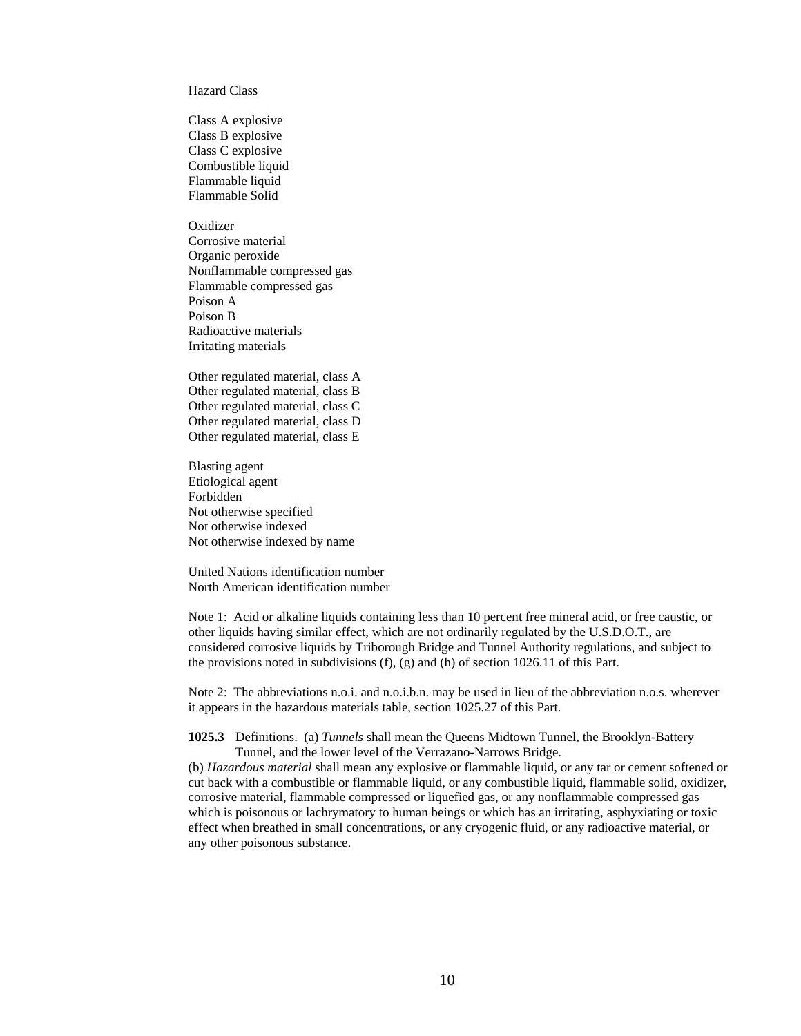Hazard Class

Class A explosive
Class B explosive
Class C explosive
Combustible liquid
Flammable liquid
Flammable Solid

Oxidizer
Corrosive material
Organic peroxide
Nonflammable compressed gas
Flammable compressed gas
Poison A
Poison B
Radioactive materials
Irritating materials

Other regulated material, class A
Other regulated material, class B
Other regulated material, class C
Other regulated material, class D
Other regulated material, class E

Blasting agent
Etiological agent
Forbidden
Not otherwise specified
Not otherwise indexed
Not otherwise indexed by name

United Nations identification number
North American identification number

Note 1: Acid or alkaline liquids containing less than 10 percent free mineral acid, or free caustic, or other liquids having similar effect, which are not ordinarily regulated by the U.S.D.O.T., are considered corrosive liquids by Triborough Bridge and Tunnel Authority regulations, and subject to the provisions noted in subdivisions (f), (g) and (h) of section 1026.11 of this Part.

Note 2: The abbreviations n.o.i. and n.o.i.b.n. may be used in lieu of the abbreviation n.o.s. wherever it appears in the hazardous materials table, section 1025.27 of this Part.

**1025.3** Definitions. (a) *Tunnels* shall mean the Queens Midtown Tunnel, the Brooklyn-Battery Tunnel, and the lower level of the Verrazano-Narrows Bridge.

(b) *Hazardous material* shall mean any explosive or flammable liquid, or any tar or cement softened or cut back with a combustible or flammable liquid, or any combustible liquid, flammable solid, oxidizer, corrosive material, flammable compressed or liquefied gas, or any nonflammable compressed gas which is poisonous or lachrymatory to human beings or which has an irritating, asphyxiating or toxic effect when breathed in small concentrations, or any cryogenic fluid, or any radioactive material, or any other poisonous substance.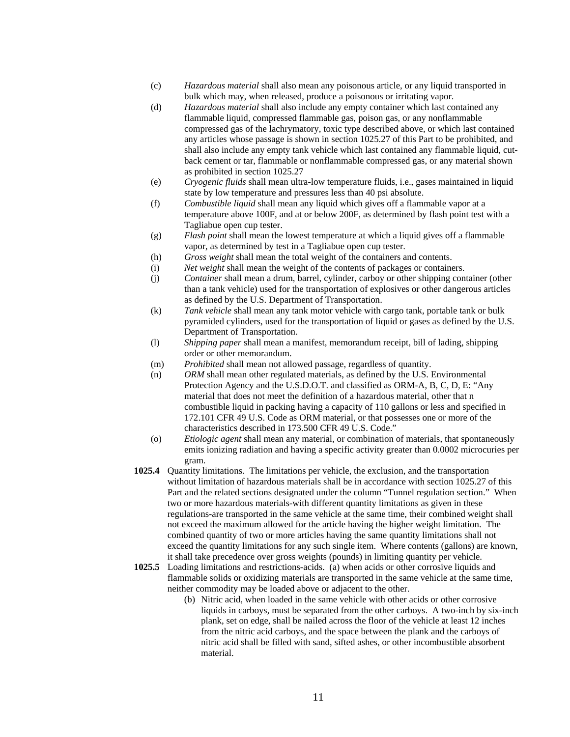(c) *Hazardous material* shall also mean any poisonous article, or any liquid transported in bulk which may, when released, produce a poisonous or irritating vapor.

(d) *Hazardous material* shall also include any empty container which last contained any flammable liquid, compressed flammable gas, poison gas, or any nonflammable compressed gas of the lachrymatory, toxic type described above, or which last contained any articles whose passage is shown in section 1025.27 of this Part to be prohibited, and shall also include any empty tank vehicle which last contained any flammable liquid, cut-back cement or tar, flammable or nonflammable compressed gas, or any material shown as prohibited in section 1025.27

(e) *Cryogenic fluids* shall mean ultra-low temperature fluids, i.e., gases maintained in liquid state by low temperature and pressures less than 40 psi absolute.

(f) *Combustible liquid* shall mean any liquid which gives off a flammable vapor at a temperature above 100F, and at or below 200F, as determined by flash point test with a Tagliabue open cup tester.

(g) *Flash point* shall mean the lowest temperature at which a liquid gives off a flammable vapor, as determined by test in a Tagliabue open cup tester.

(h) *Gross weight* shall mean the total weight of the containers and contents.

(i) *Net weight* shall mean the weight of the contents of packages or containers.

(j) *Container* shall mean a drum, barrel, cylinder, carboy or other shipping container (other than a tank vehicle) used for the transportation of explosives or other dangerous articles as defined by the U.S. Department of Transportation.

(k) *Tank vehicle* shall mean any tank motor vehicle with cargo tank, portable tank or bulk pyramided cylinders, used for the transportation of liquid or gases as defined by the U.S. Department of Transportation.

(l) *Shipping paper* shall mean a manifest, memorandum receipt, bill of lading, shipping order or other memorandum.

(m) *Prohibited* shall mean not allowed passage, regardless of quantity.

(n) *ORM* shall mean other regulated materials, as defined by the U.S. Environmental Protection Agency and the U.S.D.O.T. and classified as ORM-A, B, C, D, E: "Any material that does not meet the definition of a hazardous material, other that n combustible liquid in packing having a capacity of 110 gallons or less and specified in 172.101 CFR 49 U.S. Code as ORM material, or that possesses one or more of the characteristics described in 173.500 CFR 49 U.S. Code."

(o) *Etiologic agent* shall mean any material, or combination of materials, that spontaneously emits ionizing radiation and having a specific activity greater than 0.0002 microcuries per gram.

**1025.4** Quantity limitations. The limitations per vehicle, the exclusion, and the transportation without limitation of hazardous materials shall be in accordance with section 1025.27 of this Part and the related sections designated under the column "Tunnel regulation section." When two or more hazardous materials-with different quantity limitations as given in these regulations-are transported in the same vehicle at the same time, their combined weight shall not exceed the maximum allowed for the article having the higher weight limitation. The combined quantity of two or more articles having the same quantity limitations shall not exceed the quantity limitations for any such single item. Where contents (gallons) are known, it shall take precedence over gross weights (pounds) in limiting quantity per vehicle.

**1025.5** Loading limitations and restrictions-acids. (a) when acids or other corrosive liquids and flammable solids or oxidizing materials are transported in the same vehicle at the same time, neither commodity may be loaded above or adjacent to the other.

(b) Nitric acid, when loaded in the same vehicle with other acids or other corrosive liquids in carboys, must be separated from the other carboys. A two-inch by six-inch plank, set on edge, shall be nailed across the floor of the vehicle at least 12 inches from the nitric acid carboys, and the space between the plank and the carboys of nitric acid shall be filled with sand, sifted ashes, or other incombustible absorbent material.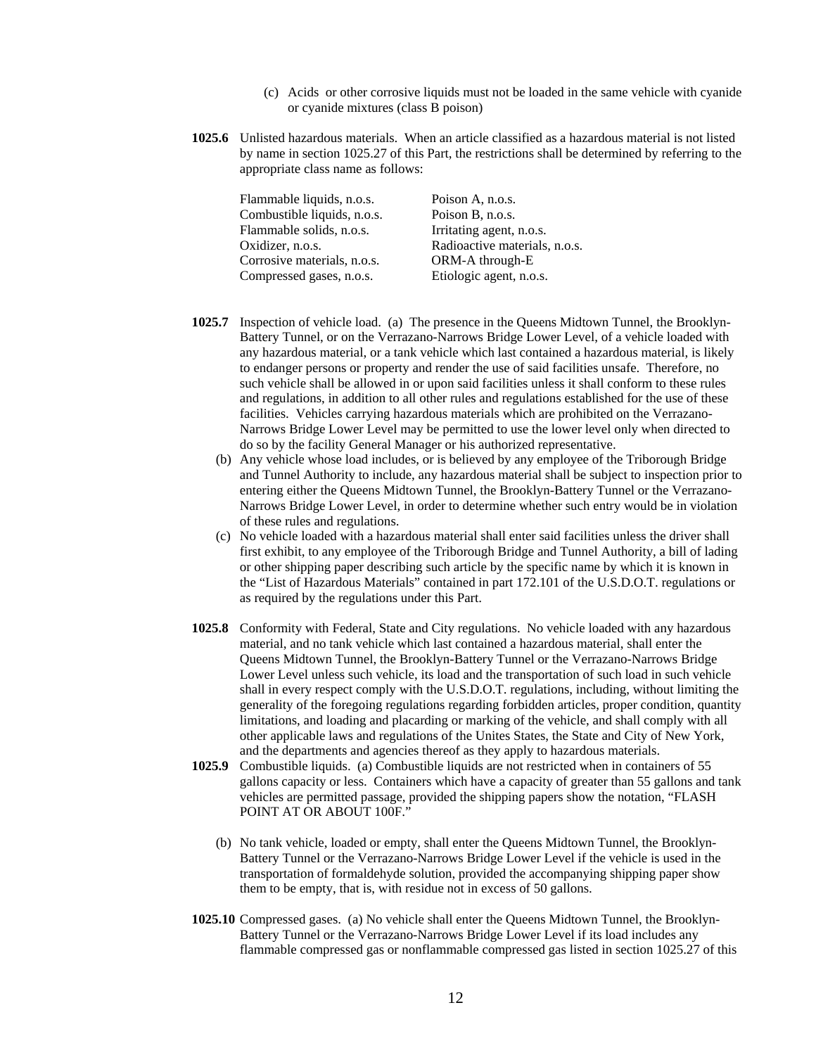(c) Acids or other corrosive liquids must not be loaded in the same vehicle with cyanide or cyanide mixtures (class B poison)

**1025.6** Unlisted hazardous materials. When an article classified as a hazardous material is not listed by name in section 1025.27 of this Part, the restrictions shall be determined by referring to the appropriate class name as follows:

| | |
|---|---|
| Flammable liquids, n.o.s. | Poison A, n.o.s. |
| Combustible liquids, n.o.s. | Poison B, n.o.s. |
| Flammable solids, n.o.s. | Irritating agent, n.o.s. |
| Oxidizer, n.o.s. | Radioactive materials, n.o.s. |
| Corrosive materials, n.o.s. | ORM-A through-E |
| Compressed gases, n.o.s. | Etiologic agent, n.o.s. |

**1025.7** Inspection of vehicle load. (a) The presence in the Queens Midtown Tunnel, the Brooklyn-Battery Tunnel, or on the Verrazano-Narrows Bridge Lower Level, of a vehicle loaded with any hazardous material, or a tank vehicle which last contained a hazardous material, is likely to endanger persons or property and render the use of said facilities unsafe. Therefore, no such vehicle shall be allowed in or upon said facilities unless it shall conform to these rules and regulations, in addition to all other rules and regulations established for the use of these facilities. Vehicles carrying hazardous materials which are prohibited on the Verrazano-Narrows Bridge Lower Level may be permitted to use the lower level only when directed to do so by the facility General Manager or his authorized representative.

(b) Any vehicle whose load includes, or is believed by any employee of the Triborough Bridge and Tunnel Authority to include, any hazardous material shall be subject to inspection prior to entering either the Queens Midtown Tunnel, the Brooklyn-Battery Tunnel or the Verrazano-Narrows Bridge Lower Level, in order to determine whether such entry would be in violation of these rules and regulations.

(c) No vehicle loaded with a hazardous material shall enter said facilities unless the driver shall first exhibit, to any employee of the Triborough Bridge and Tunnel Authority, a bill of lading or other shipping paper describing such article by the specific name by which it is known in the "List of Hazardous Materials" contained in part 172.101 of the U.S.D.O.T. regulations or as required by the regulations under this Part.

**1025.8** Conformity with Federal, State and City regulations. No vehicle loaded with any hazardous material, and no tank vehicle which last contained a hazardous material, shall enter the Queens Midtown Tunnel, the Brooklyn-Battery Tunnel or the Verrazano-Narrows Bridge Lower Level unless such vehicle, its load and the transportation of such load in such vehicle shall in every respect comply with the U.S.D.O.T. regulations, including, without limiting the generality of the foregoing regulations regarding forbidden articles, proper condition, quantity limitations, and loading and placarding or marking of the vehicle, and shall comply with all other applicable laws and regulations of the Unites States, the State and City of New York, and the departments and agencies thereof as they apply to hazardous materials.

**1025.9** Combustible liquids. (a) Combustible liquids are not restricted when in containers of 55 gallons capacity or less. Containers which have a capacity of greater than 55 gallons and tank vehicles are permitted passage, provided the shipping papers show the notation, "FLASH POINT AT OR ABOUT 100F."

(b) No tank vehicle, loaded or empty, shall enter the Queens Midtown Tunnel, the Brooklyn-Battery Tunnel or the Verrazano-Narrows Bridge Lower Level if the vehicle is used in the transportation of formaldehyde solution, provided the accompanying shipping paper show them to be empty, that is, with residue not in excess of 50 gallons.

**1025.10** Compressed gases. (a) No vehicle shall enter the Queens Midtown Tunnel, the Brooklyn-Battery Tunnel or the Verrazano-Narrows Bridge Lower Level if its load includes any flammable compressed gas or nonflammable compressed gas listed in section 1025.27 of this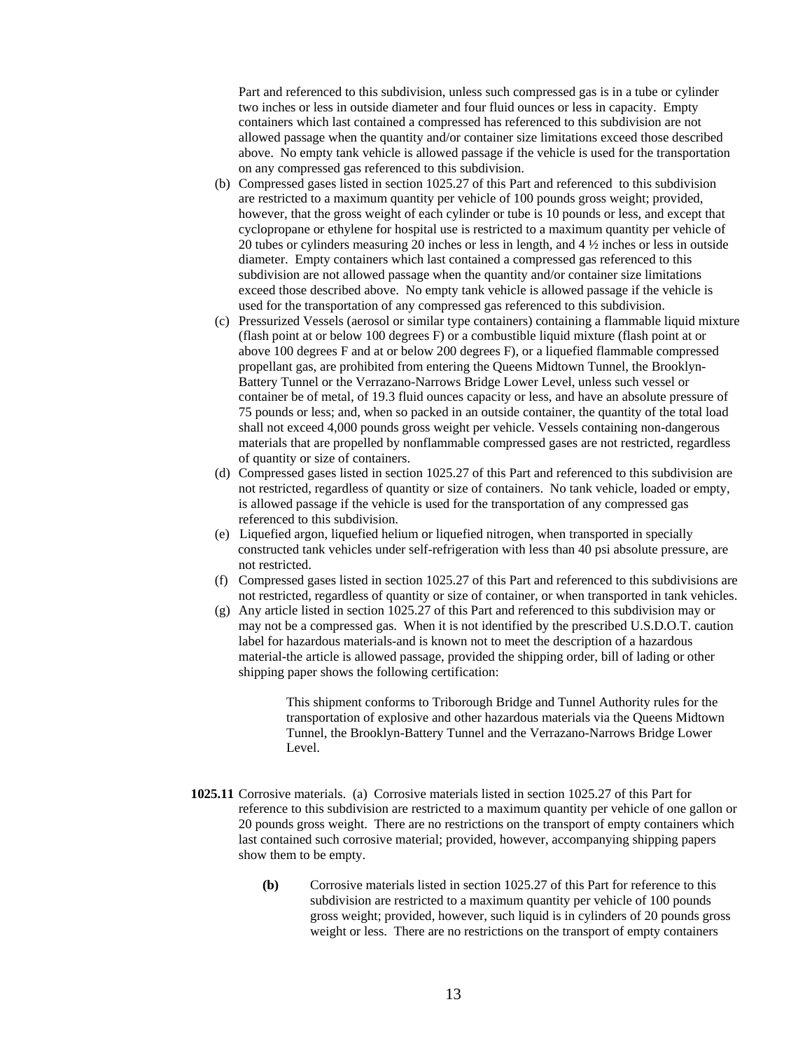Part and referenced to this subdivision, unless such compressed gas is in a tube or cylinder two inches or less in outside diameter and four fluid ounces or less in capacity. Empty containers which last contained a compressed has referenced to this subdivision are not allowed passage when the quantity and/or container size limitations exceed those described above. No empty tank vehicle is allowed passage if the vehicle is used for the transportation on any compressed gas referenced to this subdivision.

(b) Compressed gases listed in section 1025.27 of this Part and referenced to this subdivision are restricted to a maximum quantity per vehicle of 100 pounds gross weight; provided, however, that the gross weight of each cylinder or tube is 10 pounds or less, and except that cyclopropane or ethylene for hospital use is restricted to a maximum quantity per vehicle of 20 tubes or cylinders measuring 20 inches or less in length, and 4 ½ inches or less in outside diameter. Empty containers which last contained a compressed gas referenced to this subdivision are not allowed passage when the quantity and/or container size limitations exceed those described above. No empty tank vehicle is allowed passage if the vehicle is used for the transportation of any compressed gas referenced to this subdivision.

(c) Pressurized Vessels (aerosol or similar type containers) containing a flammable liquid mixture (flash point at or below 100 degrees F) or a combustible liquid mixture (flash point at or above 100 degrees F and at or below 200 degrees F), or a liquefied flammable compressed propellant gas, are prohibited from entering the Queens Midtown Tunnel, the Brooklyn-Battery Tunnel or the Verrazano-Narrows Bridge Lower Level, unless such vessel or container be of metal, of 19.3 fluid ounces capacity or less, and have an absolute pressure of 75 pounds or less; and, when so packed in an outside container, the quantity of the total load shall not exceed 4,000 pounds gross weight per vehicle. Vessels containing non-dangerous materials that are propelled by nonflammable compressed gases are not restricted, regardless of quantity or size of containers.

(d) Compressed gases listed in section 1025.27 of this Part and referenced to this subdivision are not restricted, regardless of quantity or size of containers. No tank vehicle, loaded or empty, is allowed passage if the vehicle is used for the transportation of any compressed gas referenced to this subdivision.

(e) Liquefied argon, liquefied helium or liquefied nitrogen, when transported in specially constructed tank vehicles under self-refrigeration with less than 40 psi absolute pressure, are not restricted.

(f) Compressed gases listed in section 1025.27 of this Part and referenced to this subdivisions are not restricted, regardless of quantity or size of container, or when transported in tank vehicles.

(g) Any article listed in section 1025.27 of this Part and referenced to this subdivision may or may not be a compressed gas. When it is not identified by the prescribed U.S.D.O.T. caution label for hazardous materials-and is known not to meet the description of a hazardous material-the article is allowed passage, provided the shipping order, bill of lading or other shipping paper shows the following certification:

> This shipment conforms to Triborough Bridge and Tunnel Authority rules for the transportation of explosive and other hazardous materials via the Queens Midtown Tunnel, the Brooklyn-Battery Tunnel and the Verrazano-Narrows Bridge Lower Level.

**1025.11** Corrosive materials. (a) Corrosive materials listed in section 1025.27 of this Part for reference to this subdivision are restricted to a maximum quantity per vehicle of one gallon or 20 pounds gross weight. There are no restrictions on the transport of empty containers which last contained such corrosive material; provided, however, accompanying shipping papers show them to be empty.

**(b)** Corrosive materials listed in section 1025.27 of this Part for reference to this subdivision are restricted to a maximum quantity per vehicle of 100 pounds gross weight; provided, however, such liquid is in cylinders of 20 pounds gross weight or less. There are no restrictions on the transport of empty containers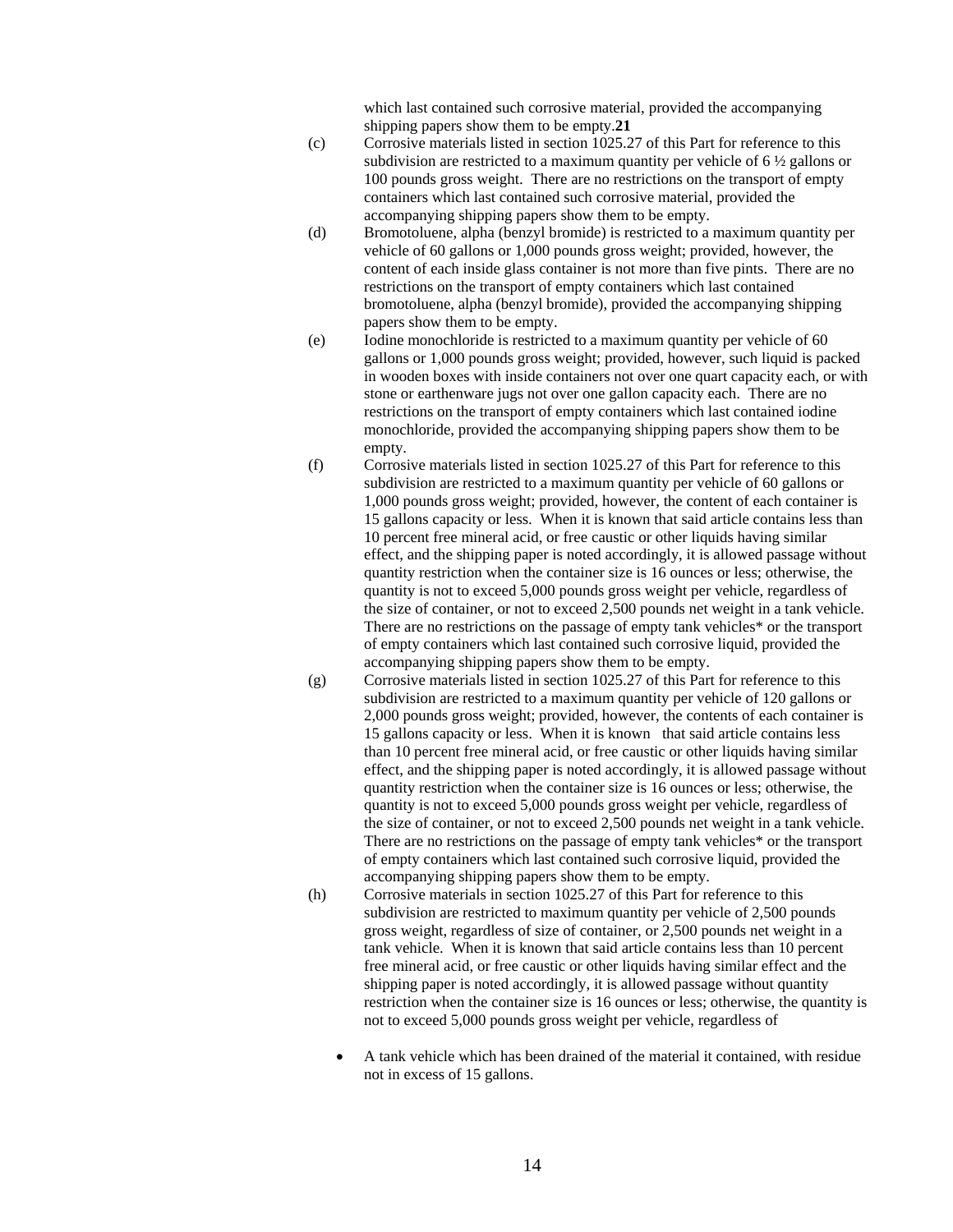which last contained such corrosive material, provided the accompanying shipping papers show them to be empty.**21**

(c) Corrosive materials listed in section 1025.27 of this Part for reference to this subdivision are restricted to a maximum quantity per vehicle of 6 ½ gallons or 100 pounds gross weight. There are no restrictions on the transport of empty containers which last contained such corrosive material, provided the accompanying shipping papers show them to be empty.

(d) Bromotoluene, alpha (benzyl bromide) is restricted to a maximum quantity per vehicle of 60 gallons or 1,000 pounds gross weight; provided, however, the content of each inside glass container is not more than five pints. There are no restrictions on the transport of empty containers which last contained bromotoluene, alpha (benzyl bromide), provided the accompanying shipping papers show them to be empty.

(e) Iodine monochloride is restricted to a maximum quantity per vehicle of 60 gallons or 1,000 pounds gross weight; provided, however, such liquid is packed in wooden boxes with inside containers not over one quart capacity each, or with stone or earthenware jugs not over one gallon capacity each. There are no restrictions on the transport of empty containers which last contained iodine monochloride, provided the accompanying shipping papers show them to be empty.

(f) Corrosive materials listed in section 1025.27 of this Part for reference to this subdivision are restricted to a maximum quantity per vehicle of 60 gallons or 1,000 pounds gross weight; provided, however, the content of each container is 15 gallons capacity or less. When it is known that said article contains less than 10 percent free mineral acid, or free caustic or other liquids having similar effect, and the shipping paper is noted accordingly, it is allowed passage without quantity restriction when the container size is 16 ounces or less; otherwise, the quantity is not to exceed 5,000 pounds gross weight per vehicle, regardless of the size of container, or not to exceed 2,500 pounds net weight in a tank vehicle. There are no restrictions on the passage of empty tank vehicles* or the transport of empty containers which last contained such corrosive liquid, provided the accompanying shipping papers show them to be empty.

(g) Corrosive materials listed in section 1025.27 of this Part for reference to this subdivision are restricted to a maximum quantity per vehicle of 120 gallons or 2,000 pounds gross weight; provided, however, the contents of each container is 15 gallons capacity or less. When it is known that said article contains less than 10 percent free mineral acid, or free caustic or other liquids having similar effect, and the shipping paper is noted accordingly, it is allowed passage without quantity restriction when the container size is 16 ounces or less; otherwise, the quantity is not to exceed 5,000 pounds gross weight per vehicle, regardless of the size of container, or not to exceed 2,500 pounds net weight in a tank vehicle. There are no restrictions on the passage of empty tank vehicles* or the transport of empty containers which last contained such corrosive liquid, provided the accompanying shipping papers show them to be empty.

(h) Corrosive materials in section 1025.27 of this Part for reference to this subdivision are restricted to maximum quantity per vehicle of 2,500 pounds gross weight, regardless of size of container, or 2,500 pounds net weight in a tank vehicle. When it is known that said article contains less than 10 percent free mineral acid, or free caustic or other liquids having similar effect and the shipping paper is noted accordingly, it is allowed passage without quantity restriction when the container size is 16 ounces or less; otherwise, the quantity is not to exceed 5,000 pounds gross weight per vehicle, regardless of

- A tank vehicle which has been drained of the material it contained, with residue not in excess of 15 gallons.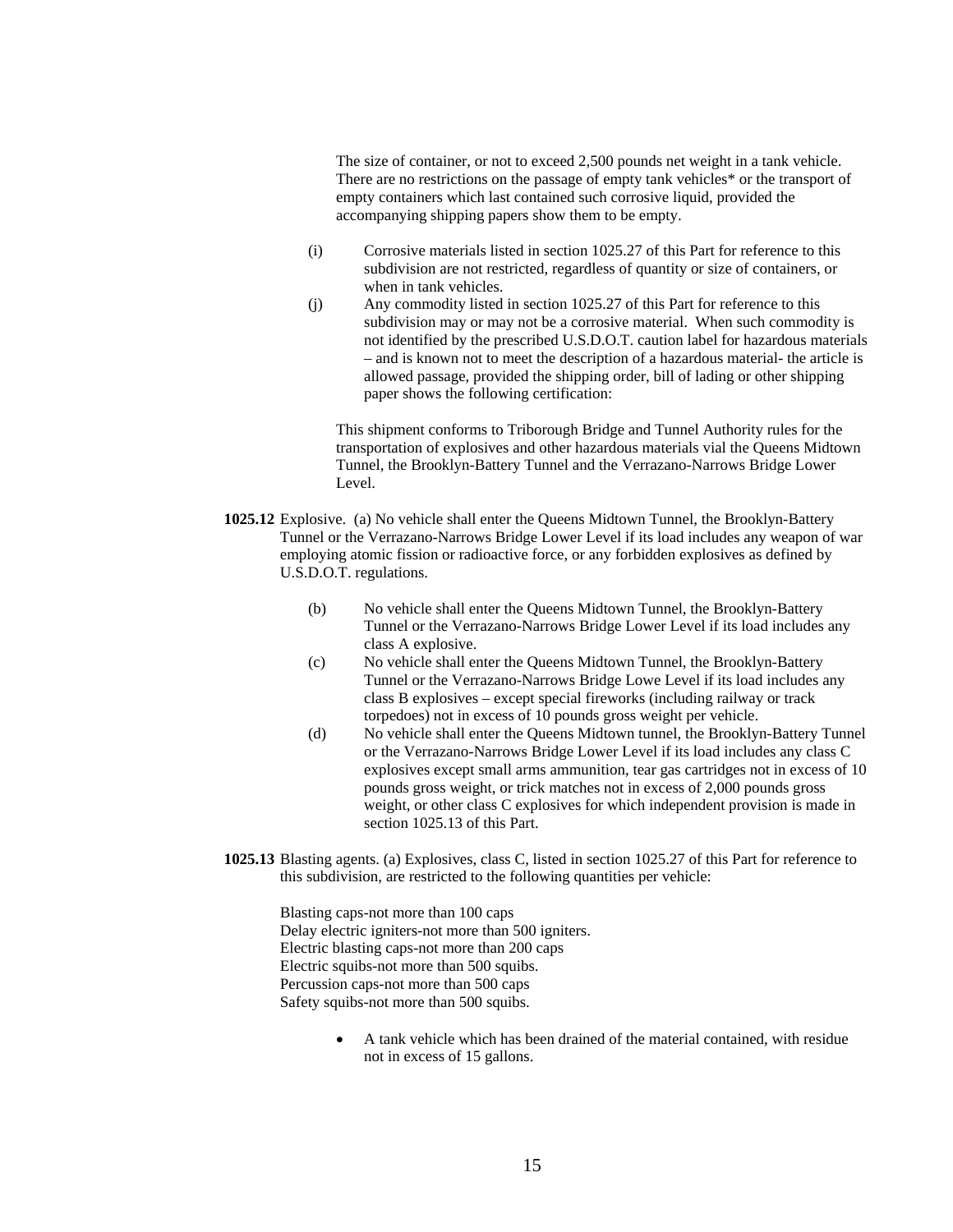The size of container, or not to exceed 2,500 pounds net weight in a tank vehicle. There are no restrictions on the passage of empty tank vehicles* or the transport of empty containers which last contained such corrosive liquid, provided the accompanying shipping papers show them to be empty.

(i) Corrosive materials listed in section 1025.27 of this Part for reference to this subdivision are not restricted, regardless of quantity or size of containers, or when in tank vehicles.

(j) Any commodity listed in section 1025.27 of this Part for reference to this subdivision may or may not be a corrosive material. When such commodity is not identified by the prescribed U.S.D.O.T. caution label for hazardous materials – and is known not to meet the description of a hazardous material- the article is allowed passage, provided the shipping order, bill of lading or other shipping paper shows the following certification:

This shipment conforms to Triborough Bridge and Tunnel Authority rules for the transportation of explosives and other hazardous materials vial the Queens Midtown Tunnel, the Brooklyn-Battery Tunnel and the Verrazano-Narrows Bridge Lower Level.

**1025.12** Explosive. (a) No vehicle shall enter the Queens Midtown Tunnel, the Brooklyn-Battery Tunnel or the Verrazano-Narrows Bridge Lower Level if its load includes any weapon of war employing atomic fission or radioactive force, or any forbidden explosives as defined by U.S.D.O.T. regulations.

(b) No vehicle shall enter the Queens Midtown Tunnel, the Brooklyn-Battery Tunnel or the Verrazano-Narrows Bridge Lower Level if its load includes any class A explosive.

(c) No vehicle shall enter the Queens Midtown Tunnel, the Brooklyn-Battery Tunnel or the Verrazano-Narrows Bridge Lowe Level if its load includes any class B explosives – except special fireworks (including railway or track torpedoes) not in excess of 10 pounds gross weight per vehicle.

(d) No vehicle shall enter the Queens Midtown tunnel, the Brooklyn-Battery Tunnel or the Verrazano-Narrows Bridge Lower Level if its load includes any class C explosives except small arms ammunition, tear gas cartridges not in excess of 10 pounds gross weight, or trick matches not in excess of 2,000 pounds gross weight, or other class C explosives for which independent provision is made in section 1025.13 of this Part.

**1025.13** Blasting agents. (a) Explosives, class C, listed in section 1025.27 of this Part for reference to this subdivision, are restricted to the following quantities per vehicle:

Blasting caps-not more than 100 caps
Delay electric igniters-not more than 500 igniters.
Electric blasting caps-not more than 200 caps
Electric squibs-not more than 500 squibs.
Percussion caps-not more than 500 caps
Safety squibs-not more than 500 squibs.

- A tank vehicle which has been drained of the material contained, with residue not in excess of 15 gallons.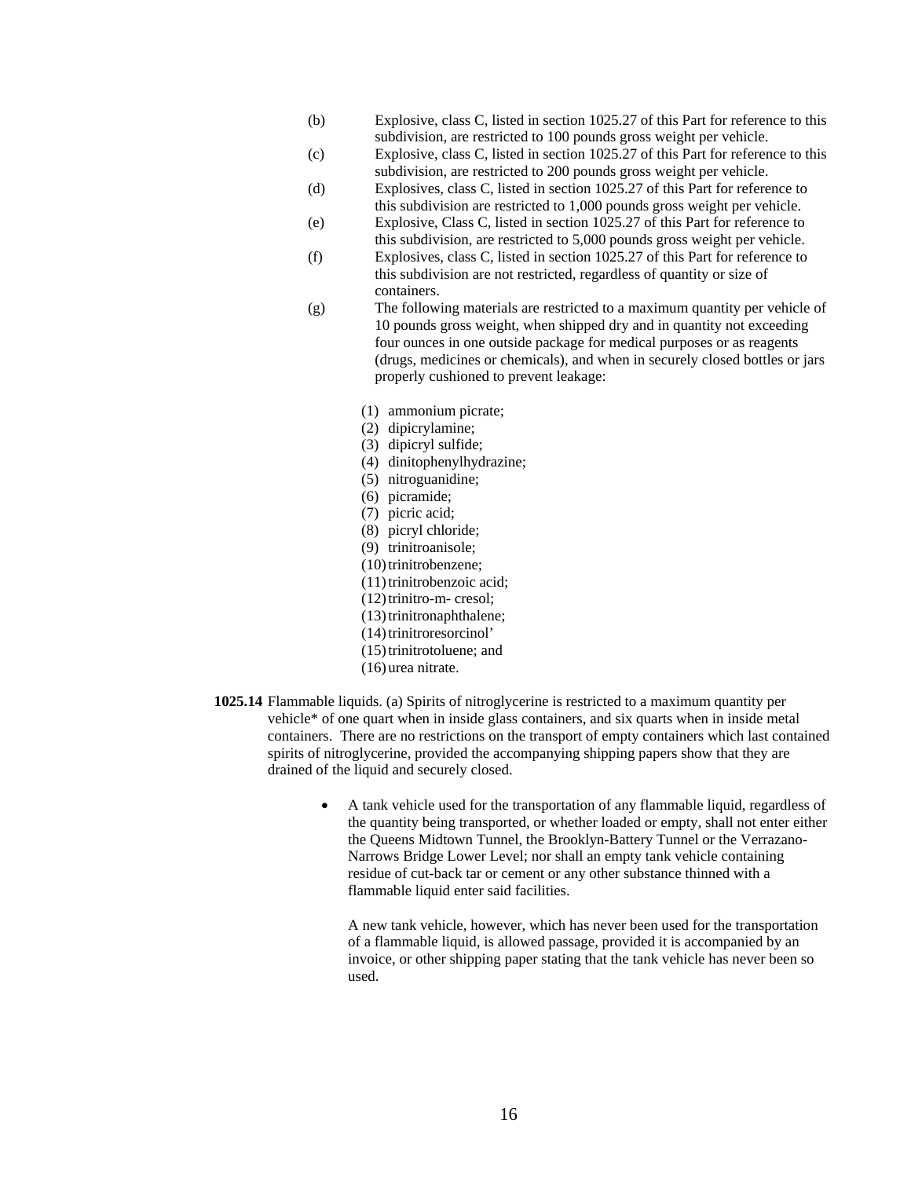(b) Explosive, class C, listed in section 1025.27 of this Part for reference to this subdivision, are restricted to 100 pounds gross weight per vehicle.

(c) Explosive, class C, listed in section 1025.27 of this Part for reference to this subdivision, are restricted to 200 pounds gross weight per vehicle.

(d) Explosives, class C, listed in section 1025.27 of this Part for reference to this subdivision are restricted to 1,000 pounds gross weight per vehicle.

(e) Explosive, Class C, listed in section 1025.27 of this Part for reference to this subdivision, are restricted to 5,000 pounds gross weight per vehicle.

(f) Explosives, class C, listed in section 1025.27 of this Part for reference to this subdivision are not restricted, regardless of quantity or size of containers.

(g) The following materials are restricted to a maximum quantity per vehicle of 10 pounds gross weight, when shipped dry and in quantity not exceeding four ounces in one outside package for medical purposes or as reagents (drugs, medicines or chemicals), and when in securely closed bottles or jars properly cushioned to prevent leakage:

(1) ammonium picrate;
(2) dipicrylamine;
(3) dipicryl sulfide;
(4) dinitophenylhydrazine;
(5) nitroguanidine;
(6) picramide;
(7) picric acid;
(8) picryl chloride;
(9) trinitroanisole;
(10) trinitrobenzene;
(11) trinitrobenzoic acid;
(12) trinitro-m- cresol;
(13) trinitronaphthalene;
(14) trinitroresorcinol'
(15) trinitrotoluene; and
(16) urea nitrate.

**1025.14** Flammable liquids. (a) Spirits of nitroglycerine is restricted to a maximum quantity per vehicle* of one quart when in inside glass containers, and six quarts when in inside metal containers. There are no restrictions on the transport of empty containers which last contained spirits of nitroglycerine, provided the accompanying shipping papers show that they are drained of the liquid and securely closed.

- A tank vehicle used for the transportation of any flammable liquid, regardless of the quantity being transported, or whether loaded or empty, shall not enter either the Queens Midtown Tunnel, the Brooklyn-Battery Tunnel or the Verrazano-Narrows Bridge Lower Level; nor shall an empty tank vehicle containing residue of cut-back tar or cement or any other substance thinned with a flammable liquid enter said facilities.

  A new tank vehicle, however, which has never been used for the transportation of a flammable liquid, is allowed passage, provided it is accompanied by an invoice, or other shipping paper stating that the tank vehicle has never been so used.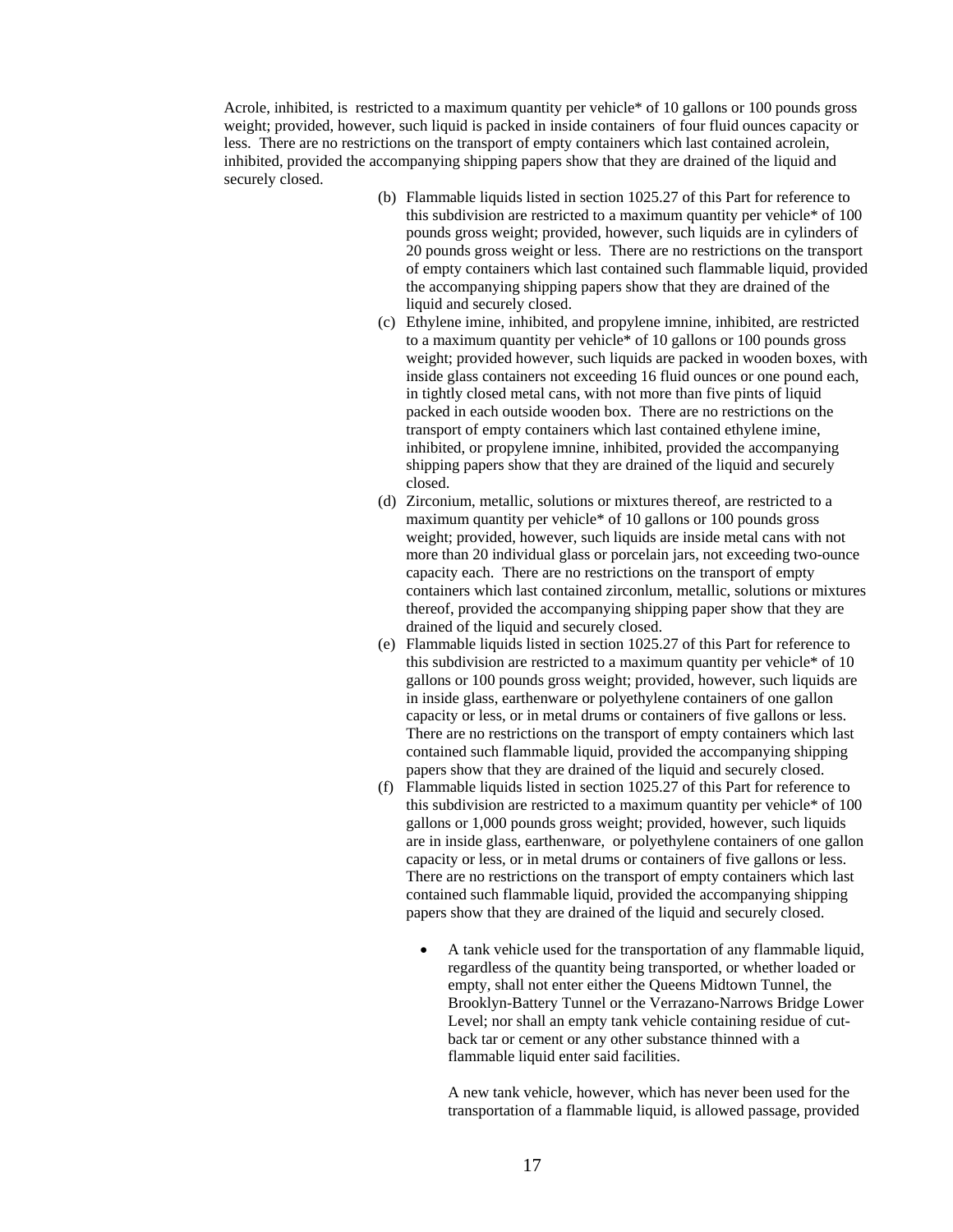Acrole, inhibited, is restricted to a maximum quantity per vehicle* of 10 gallons or 100 pounds gross weight; provided, however, such liquid is packed in inside containers of four fluid ounces capacity or less. There are no restrictions on the transport of empty containers which last contained acrolein, inhibited, provided the accompanying shipping papers show that they are drained of the liquid and securely closed.

(b) Flammable liquids listed in section 1025.27 of this Part for reference to this subdivision are restricted to a maximum quantity per vehicle* of 100 pounds gross weight; provided, however, such liquids are in cylinders of 20 pounds gross weight or less. There are no restrictions on the transport of empty containers which last contained such flammable liquid, provided the accompanying shipping papers show that they are drained of the liquid and securely closed.

(c) Ethylene imine, inhibited, and propylene imnine, inhibited, are restricted to a maximum quantity per vehicle* of 10 gallons or 100 pounds gross weight; provided however, such liquids are packed in wooden boxes, with inside glass containers not exceeding 16 fluid ounces or one pound each, in tightly closed metal cans, with not more than five pints of liquid packed in each outside wooden box. There are no restrictions on the transport of empty containers which last contained ethylene imine, inhibited, or propylene imnine, inhibited, provided the accompanying shipping papers show that they are drained of the liquid and securely closed.

(d) Zirconium, metallic, solutions or mixtures thereof, are restricted to a maximum quantity per vehicle* of 10 gallons or 100 pounds gross weight; provided, however, such liquids are inside metal cans with not more than 20 individual glass or porcelain jars, not exceeding two-ounce capacity each. There are no restrictions on the transport of empty containers which last contained zirconlum, metallic, solutions or mixtures thereof, provided the accompanying shipping paper show that they are drained of the liquid and securely closed.

(e) Flammable liquids listed in section 1025.27 of this Part for reference to this subdivision are restricted to a maximum quantity per vehicle* of 10 gallons or 100 pounds gross weight; provided, however, such liquids are in inside glass, earthenware or polyethylene containers of one gallon capacity or less, or in metal drums or containers of five gallons or less. There are no restrictions on the transport of empty containers which last contained such flammable liquid, provided the accompanying shipping papers show that they are drained of the liquid and securely closed.

(f) Flammable liquids listed in section 1025.27 of this Part for reference to this subdivision are restricted to a maximum quantity per vehicle* of 100 gallons or 1,000 pounds gross weight; provided, however, such liquids are in inside glass, earthenware, or polyethylene containers of one gallon capacity or less, or in metal drums or containers of five gallons or less. There are no restrictions on the transport of empty containers which last contained such flammable liquid, provided the accompanying shipping papers show that they are drained of the liquid and securely closed.

- A tank vehicle used for the transportation of any flammable liquid, regardless of the quantity being transported, or whether loaded or empty, shall not enter either the Queens Midtown Tunnel, the Brooklyn-Battery Tunnel or the Verrazano-Narrows Bridge Lower Level; nor shall an empty tank vehicle containing residue of cut-back tar or cement or any other substance thinned with a flammable liquid enter said facilities.

  A new tank vehicle, however, which has never been used for the transportation of a flammable liquid, is allowed passage, provided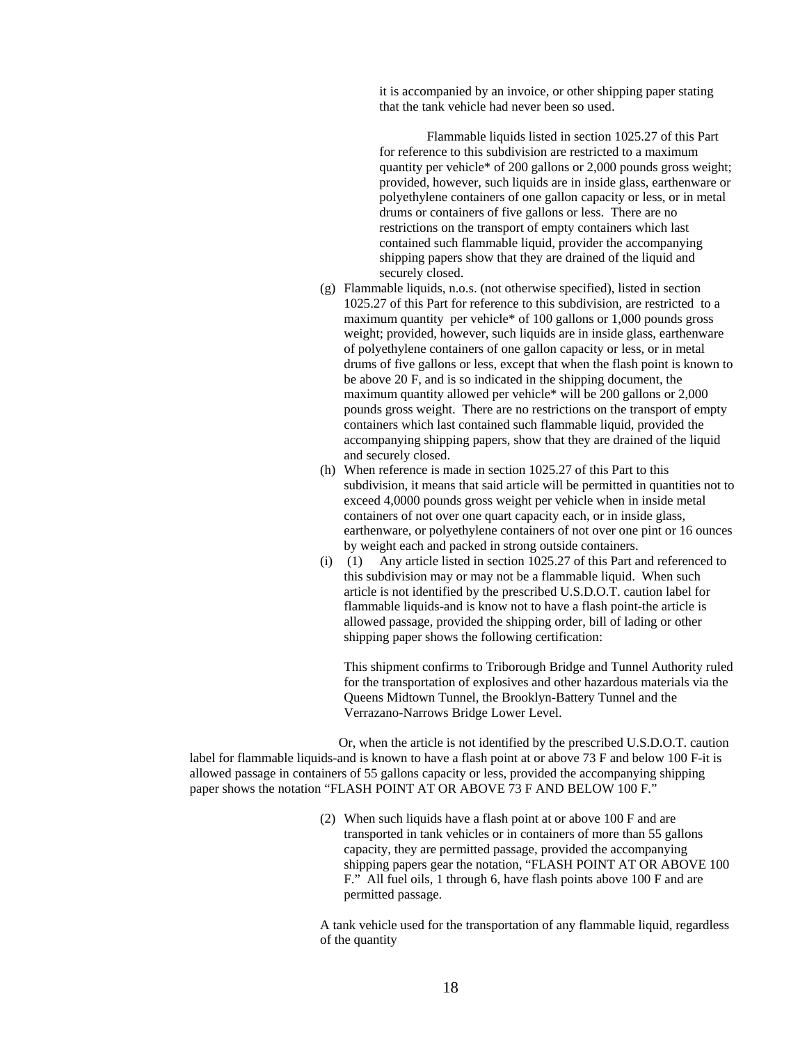it is accompanied by an invoice, or other shipping paper stating that the tank vehicle had never been so used.

Flammable liquids listed in section 1025.27 of this Part for reference to this subdivision are restricted to a maximum quantity per vehicle* of 200 gallons or 2,000 pounds gross weight; provided, however, such liquids are in inside glass, earthenware or polyethylene containers of one gallon capacity or less, or in metal drums or containers of five gallons or less. There are no restrictions on the transport of empty containers which last contained such flammable liquid, provider the accompanying shipping papers show that they are drained of the liquid and securely closed.

(g) Flammable liquids, n.o.s. (not otherwise specified), listed in section 1025.27 of this Part for reference to this subdivision, are restricted to a maximum quantity per vehicle* of 100 gallons or 1,000 pounds gross weight; provided, however, such liquids are in inside glass, earthenware of polyethylene containers of one gallon capacity or less, or in metal drums of five gallons or less, except that when the flash point is known to be above 20 F, and is so indicated in the shipping document, the maximum quantity allowed per vehicle* will be 200 gallons or 2,000 pounds gross weight. There are no restrictions on the transport of empty containers which last contained such flammable liquid, provided the accompanying shipping papers, show that they are drained of the liquid and securely closed.

(h) When reference is made in section 1025.27 of this Part to this subdivision, it means that said article will be permitted in quantities not to exceed 4,0000 pounds gross weight per vehicle when in inside metal containers of not over one quart capacity each, or in inside glass, earthenware, or polyethylene containers of not over one pint or 16 ounces by weight each and packed in strong outside containers.

(i) (1) Any article listed in section 1025.27 of this Part and referenced to this subdivision may or may not be a flammable liquid. When such article is not identified by the prescribed U.S.D.O.T. caution label for flammable liquids-and is know not to have a flash point-the article is allowed passage, provided the shipping order, bill of lading or other shipping paper shows the following certification:

This shipment confirms to Triborough Bridge and Tunnel Authority ruled for the transportation of explosives and other hazardous materials via the Queens Midtown Tunnel, the Brooklyn-Battery Tunnel and the Verrazano-Narrows Bridge Lower Level.

Or, when the article is not identified by the prescribed U.S.D.O.T. caution label for flammable liquids-and is known to have a flash point at or above 73 F and below 100 F-it is allowed passage in containers of 55 gallons capacity or less, provided the accompanying shipping paper shows the notation "FLASH POINT AT OR ABOVE 73 F AND BELOW 100 F."

(2) When such liquids have a flash point at or above 100 F and are transported in tank vehicles or in containers of more than 55 gallons capacity, they are permitted passage, provided the accompanying shipping papers gear the notation, "FLASH POINT AT OR ABOVE 100 F." All fuel oils, 1 through 6, have flash points above 100 F and are permitted passage.

A tank vehicle used for the transportation of any flammable liquid, regardless of the quantity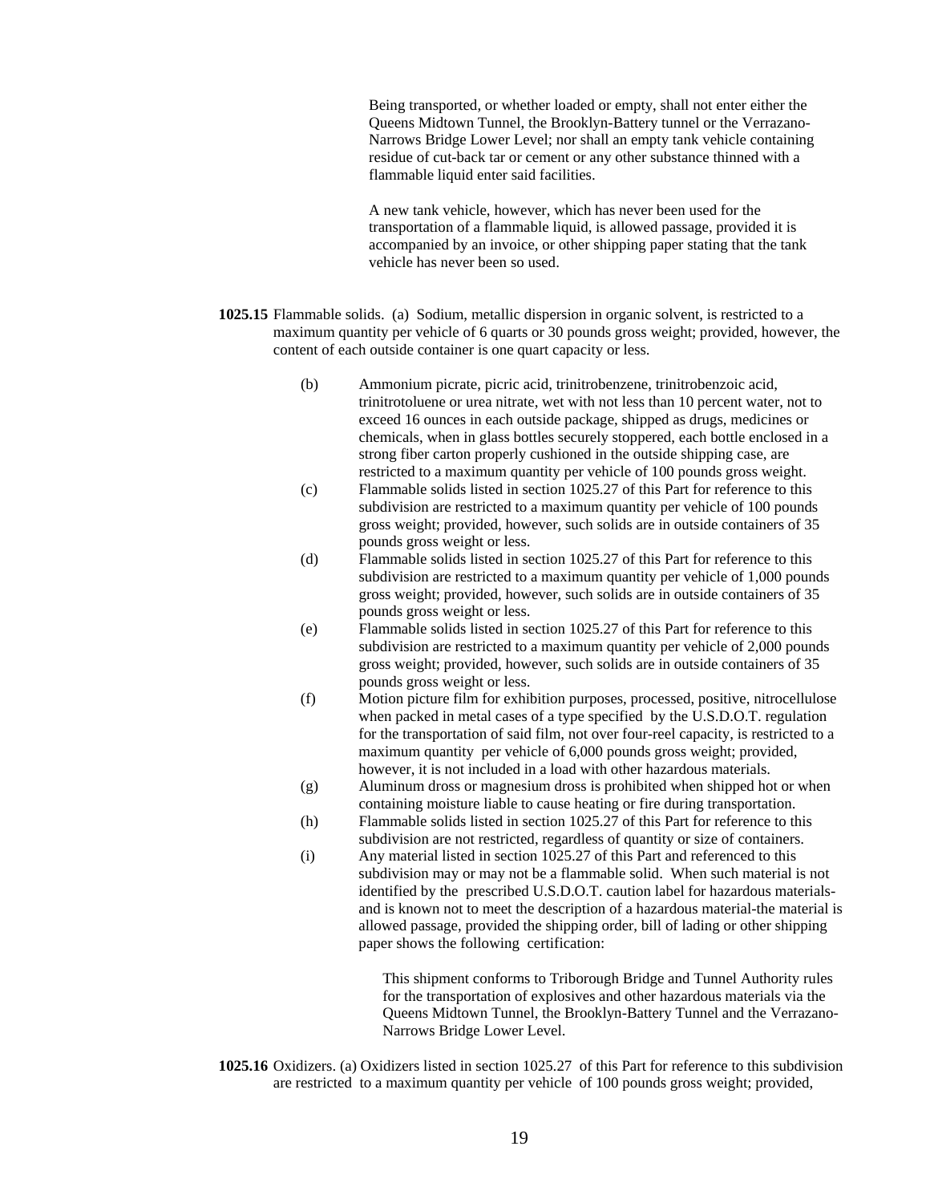Being transported, or whether loaded or empty, shall not enter either the Queens Midtown Tunnel, the Brooklyn-Battery tunnel or the Verrazano-Narrows Bridge Lower Level; nor shall an empty tank vehicle containing residue of cut-back tar or cement or any other substance thinned with a flammable liquid enter said facilities.

A new tank vehicle, however, which has never been used for the transportation of a flammable liquid, is allowed passage, provided it is accompanied by an invoice, or other shipping paper stating that the tank vehicle has never been so used.

**1025.15** Flammable solids. (a) Sodium, metallic dispersion in organic solvent, is restricted to a maximum quantity per vehicle of 6 quarts or 30 pounds gross weight; provided, however, the content of each outside container is one quart capacity or less.

(b) Ammonium picrate, picric acid, trinitrobenzene, trinitrobenzoic acid, trinitrotoluene or urea nitrate, wet with not less than 10 percent water, not to exceed 16 ounces in each outside package, shipped as drugs, medicines or chemicals, when in glass bottles securely stoppered, each bottle enclosed in a strong fiber carton properly cushioned in the outside shipping case, are restricted to a maximum quantity per vehicle of 100 pounds gross weight.

(c) Flammable solids listed in section 1025.27 of this Part for reference to this subdivision are restricted to a maximum quantity per vehicle of 100 pounds gross weight; provided, however, such solids are in outside containers of 35 pounds gross weight or less.

(d) Flammable solids listed in section 1025.27 of this Part for reference to this subdivision are restricted to a maximum quantity per vehicle of 1,000 pounds gross weight; provided, however, such solids are in outside containers of 35 pounds gross weight or less.

(e) Flammable solids listed in section 1025.27 of this Part for reference to this subdivision are restricted to a maximum quantity per vehicle of 2,000 pounds gross weight; provided, however, such solids are in outside containers of 35 pounds gross weight or less.

(f) Motion picture film for exhibition purposes, processed, positive, nitrocellulose when packed in metal cases of a type specified by the U.S.D.O.T. regulation for the transportation of said film, not over four-reel capacity, is restricted to a maximum quantity per vehicle of 6,000 pounds gross weight; provided, however, it is not included in a load with other hazardous materials.

(g) Aluminum dross or magnesium dross is prohibited when shipped hot or when containing moisture liable to cause heating or fire during transportation.

(h) Flammable solids listed in section 1025.27 of this Part for reference to this subdivision are not restricted, regardless of quantity or size of containers.

(i) Any material listed in section 1025.27 of this Part and referenced to this subdivision may or may not be a flammable solid. When such material is not identified by the prescribed U.S.D.O.T. caution label for hazardous materials-and is known not to meet the description of a hazardous material-the material is allowed passage, provided the shipping order, bill of lading or other shipping paper shows the following certification:

> This shipment conforms to Triborough Bridge and Tunnel Authority rules for the transportation of explosives and other hazardous materials via the Queens Midtown Tunnel, the Brooklyn-Battery Tunnel and the Verrazano-Narrows Bridge Lower Level.

**1025.16** Oxidizers. (a) Oxidizers listed in section 1025.27 of this Part for reference to this subdivision are restricted to a maximum quantity per vehicle of 100 pounds gross weight; provided,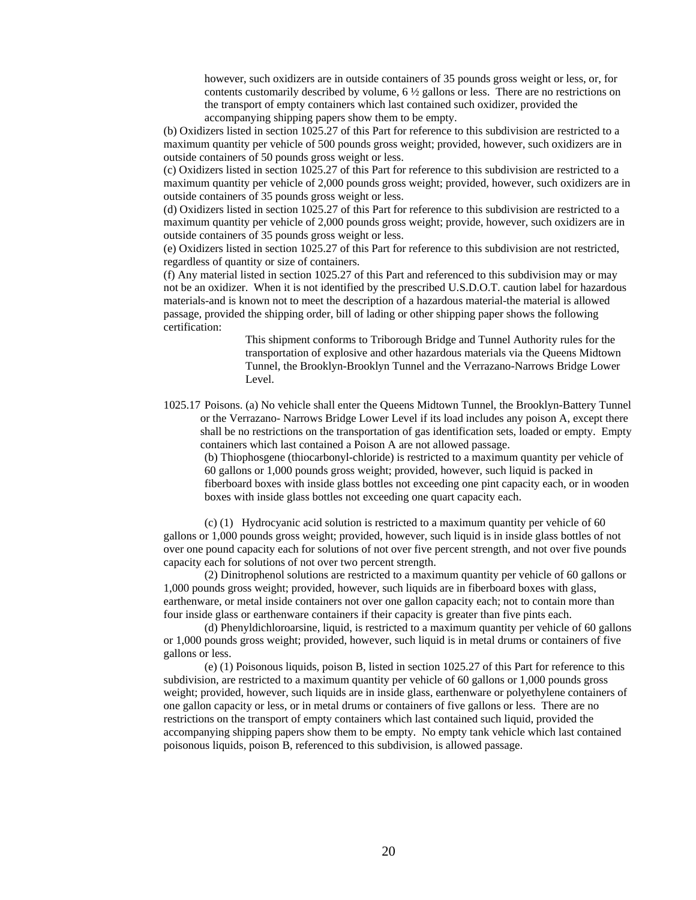however, such oxidizers are in outside containers of 35 pounds gross weight or less, or, for contents customarily described by volume, 6 ½ gallons or less. There are no restrictions on the transport of empty containers which last contained such oxidizer, provided the accompanying shipping papers show them to be empty.

(b) Oxidizers listed in section 1025.27 of this Part for reference to this subdivision are restricted to a maximum quantity per vehicle of 500 pounds gross weight; provided, however, such oxidizers are in outside containers of 50 pounds gross weight or less.

(c) Oxidizers listed in section 1025.27 of this Part for reference to this subdivision are restricted to a maximum quantity per vehicle of 2,000 pounds gross weight; provided, however, such oxidizers are in outside containers of 35 pounds gross weight or less.

(d) Oxidizers listed in section 1025.27 of this Part for reference to this subdivision are restricted to a maximum quantity per vehicle of 2,000 pounds gross weight; provide, however, such oxidizers are in outside containers of 35 pounds gross weight or less.

(e) Oxidizers listed in section 1025.27 of this Part for reference to this subdivision are not restricted, regardless of quantity or size of containers.

(f) Any material listed in section 1025.27 of this Part and referenced to this subdivision may or may not be an oxidizer. When it is not identified by the prescribed U.S.D.O.T. caution label for hazardous materials-and is known not to meet the description of a hazardous material-the material is allowed passage, provided the shipping order, bill of lading or other shipping paper shows the following certification:

> This shipment conforms to Triborough Bridge and Tunnel Authority rules for the transportation of explosive and other hazardous materials via the Queens Midtown Tunnel, the Brooklyn-Brooklyn Tunnel and the Verrazano-Narrows Bridge Lower Level.

1025.17 Poisons. (a) No vehicle shall enter the Queens Midtown Tunnel, the Brooklyn-Battery Tunnel or the Verrazano- Narrows Bridge Lower Level if its load includes any poison A, except there shall be no restrictions on the transportation of gas identification sets, loaded or empty. Empty containers which last contained a Poison A are not allowed passage.

(b) Thiophosgene (thiocarbonyl-chloride) is restricted to a maximum quantity per vehicle of 60 gallons or 1,000 pounds gross weight; provided, however, such liquid is packed in fiberboard boxes with inside glass bottles not exceeding one pint capacity each, or in wooden boxes with inside glass bottles not exceeding one quart capacity each.

(c) (1) Hydrocyanic acid solution is restricted to a maximum quantity per vehicle of 60 gallons or 1,000 pounds gross weight; provided, however, such liquid is in inside glass bottles of not over one pound capacity each for solutions of not over five percent strength, and not over five pounds capacity each for solutions of not over two percent strength.

(2) Dinitrophenol solutions are restricted to a maximum quantity per vehicle of 60 gallons or 1,000 pounds gross weight; provided, however, such liquids are in fiberboard boxes with glass, earthenware, or metal inside containers not over one gallon capacity each; not to contain more than four inside glass or earthenware containers if their capacity is greater than five pints each.

(d) Phenyldichloroarsine, liquid, is restricted to a maximum quantity per vehicle of 60 gallons or 1,000 pounds gross weight; provided, however, such liquid is in metal drums or containers of five gallons or less.

(e) (1) Poisonous liquids, poison B, listed in section 1025.27 of this Part for reference to this subdivision, are restricted to a maximum quantity per vehicle of 60 gallons or 1,000 pounds gross weight; provided, however, such liquids are in inside glass, earthenware or polyethylene containers of one gallon capacity or less, or in metal drums or containers of five gallons or less. There are no restrictions on the transport of empty containers which last contained such liquid, provided the accompanying shipping papers show them to be empty. No empty tank vehicle which last contained poisonous liquids, poison B, referenced to this subdivision, is allowed passage.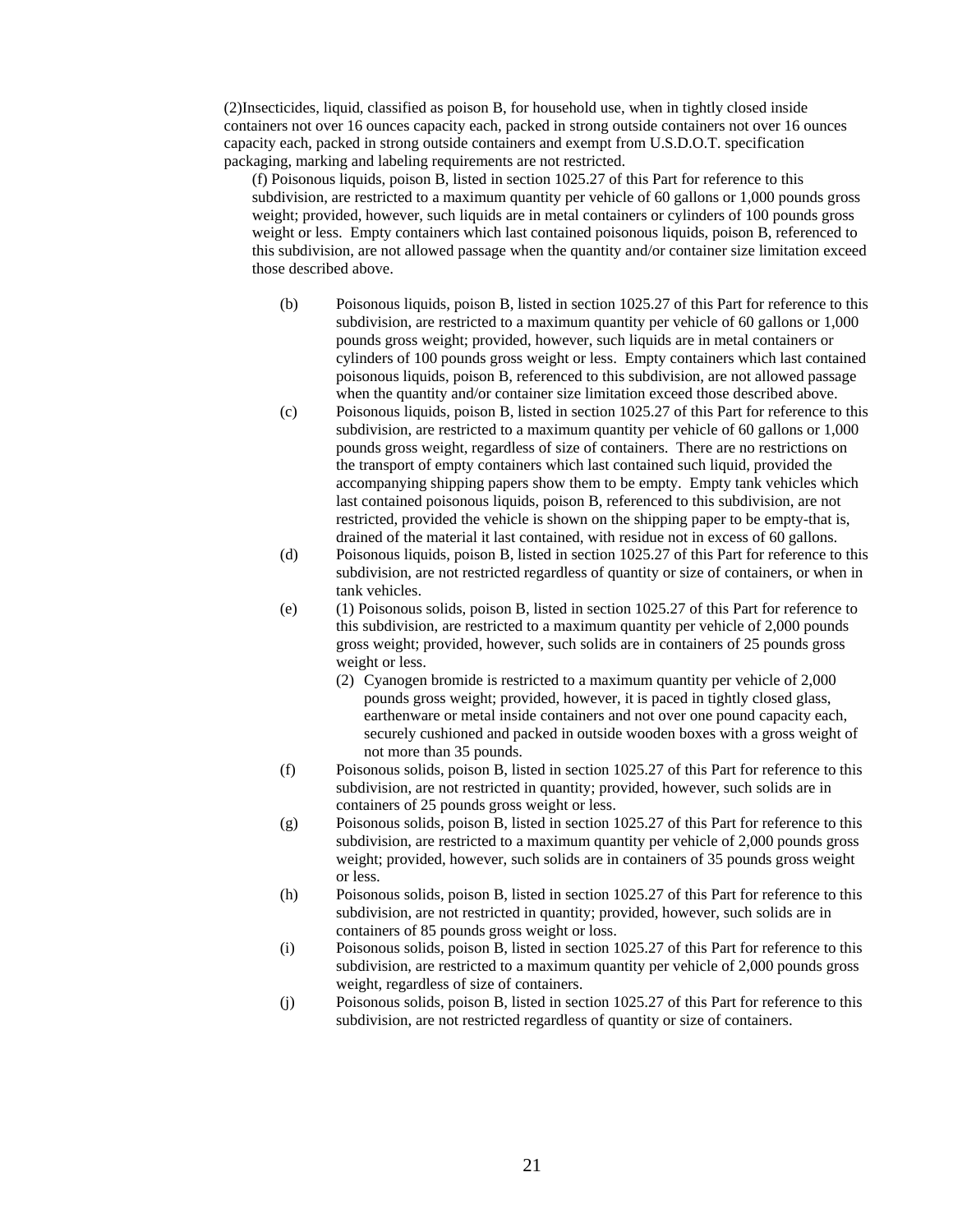(2)Insecticides, liquid, classified as poison B, for household use, when in tightly closed inside containers not over 16 ounces capacity each, packed in strong outside containers not over 16 ounces capacity each, packed in strong outside containers and exempt from U.S.D.O.T. specification packaging, marking and labeling requirements are not restricted.

(f) Poisonous liquids, poison B, listed in section 1025.27 of this Part for reference to this subdivision, are restricted to a maximum quantity per vehicle of 60 gallons or 1,000 pounds gross weight; provided, however, such liquids are in metal containers or cylinders of 100 pounds gross weight or less. Empty containers which last contained poisonous liquids, poison B, referenced to this subdivision, are not allowed passage when the quantity and/or container size limitation exceed those described above.

(b) Poisonous liquids, poison B, listed in section 1025.27 of this Part for reference to this subdivision, are restricted to a maximum quantity per vehicle of 60 gallons or 1,000 pounds gross weight; provided, however, such liquids are in metal containers or cylinders of 100 pounds gross weight or less. Empty containers which last contained poisonous liquids, poison B, referenced to this subdivision, are not allowed passage when the quantity and/or container size limitation exceed those described above.

(c) Poisonous liquids, poison B, listed in section 1025.27 of this Part for reference to this subdivision, are restricted to a maximum quantity per vehicle of 60 gallons or 1,000 pounds gross weight, regardless of size of containers. There are no restrictions on the transport of empty containers which last contained such liquid, provided the accompanying shipping papers show them to be empty. Empty tank vehicles which last contained poisonous liquids, poison B, referenced to this subdivision, are not restricted, provided the vehicle is shown on the shipping paper to be empty-that is, drained of the material it last contained, with residue not in excess of 60 gallons.

(d) Poisonous liquids, poison B, listed in section 1025.27 of this Part for reference to this subdivision, are not restricted regardless of quantity or size of containers, or when in tank vehicles.

(e) (1) Poisonous solids, poison B, listed in section 1025.27 of this Part for reference to this subdivision, are restricted to a maximum quantity per vehicle of 2,000 pounds gross weight; provided, however, such solids are in containers of 25 pounds gross weight or less.

(2) Cyanogen bromide is restricted to a maximum quantity per vehicle of 2,000 pounds gross weight; provided, however, it is paced in tightly closed glass, earthenware or metal inside containers and not over one pound capacity each, securely cushioned and packed in outside wooden boxes with a gross weight of not more than 35 pounds.

(f) Poisonous solids, poison B, listed in section 1025.27 of this Part for reference to this subdivision, are not restricted in quantity; provided, however, such solids are in containers of 25 pounds gross weight or less.

(g) Poisonous solids, poison B, listed in section 1025.27 of this Part for reference to this subdivision, are restricted to a maximum quantity per vehicle of 2,000 pounds gross weight; provided, however, such solids are in containers of 35 pounds gross weight or less.

(h) Poisonous solids, poison B, listed in section 1025.27 of this Part for reference to this subdivision, are not restricted in quantity; provided, however, such solids are in containers of 85 pounds gross weight or loss.

(i) Poisonous solids, poison B, listed in section 1025.27 of this Part for reference to this subdivision, are restricted to a maximum quantity per vehicle of 2,000 pounds gross weight, regardless of size of containers.

(j) Poisonous solids, poison B, listed in section 1025.27 of this Part for reference to this subdivision, are not restricted regardless of quantity or size of containers.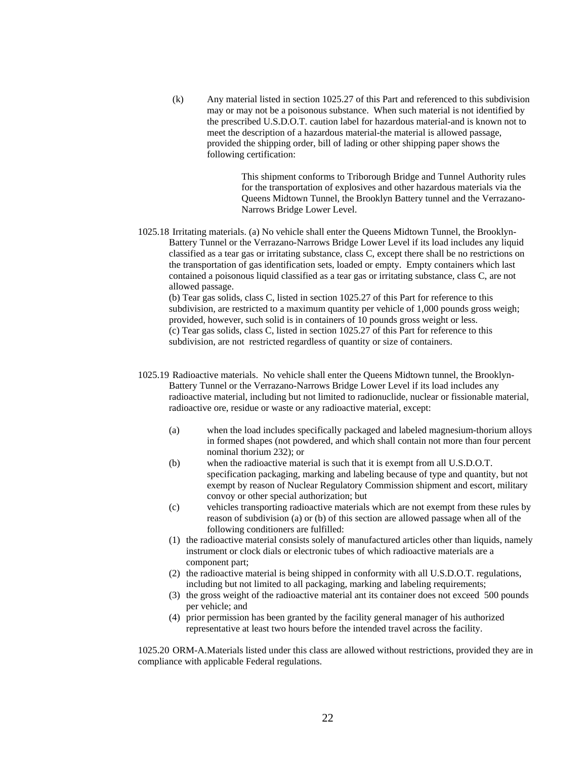(k) Any material listed in section 1025.27 of this Part and referenced to this subdivision may or may not be a poisonous substance. When such material is not identified by the prescribed U.S.D.O.T. caution label for hazardous material-and is known not to meet the description of a hazardous material-the material is allowed passage, provided the shipping order, bill of lading or other shipping paper shows the following certification:

> This shipment conforms to Triborough Bridge and Tunnel Authority rules for the transportation of explosives and other hazardous materials via the Queens Midtown Tunnel, the Brooklyn Battery tunnel and the Verrazano-Narrows Bridge Lower Level.

1025.18 Irritating materials. (a) No vehicle shall enter the Queens Midtown Tunnel, the Brooklyn-Battery Tunnel or the Verrazano-Narrows Bridge Lower Level if its load includes any liquid classified as a tear gas or irritating substance, class C, except there shall be no restrictions on the transportation of gas identification sets, loaded or empty. Empty containers which last contained a poisonous liquid classified as a tear gas or irritating substance, class C, are not allowed passage.
(b) Tear gas solids, class C, listed in section 1025.27 of this Part for reference to this subdivision, are restricted to a maximum quantity per vehicle of 1,000 pounds gross weigh; provided, however, such solid is in containers of 10 pounds gross weight or less.
(c) Tear gas solids, class C, listed in section 1025.27 of this Part for reference to this subdivision, are not restricted regardless of quantity or size of containers.

1025.19 Radioactive materials. No vehicle shall enter the Queens Midtown tunnel, the Brooklyn-Battery Tunnel or the Verrazano-Narrows Bridge Lower Level if its load includes any radioactive material, including but not limited to radionuclide, nuclear or fissionable material, radioactive ore, residue or waste or any radioactive material, except:

(a) when the load includes specifically packaged and labeled magnesium-thorium alloys in formed shapes (not powdered, and which shall contain not more than four percent nominal thorium 232); or

(b) when the radioactive material is such that it is exempt from all U.S.D.O.T. specification packaging, marking and labeling because of type and quantity, but not exempt by reason of Nuclear Regulatory Commission shipment and escort, military convoy or other special authorization; but

(c) vehicles transporting radioactive materials which are not exempt from these rules by reason of subdivision (a) or (b) of this section are allowed passage when all of the following conditioners are fulfilled:

(1) the radioactive material consists solely of manufactured articles other than liquids, namely instrument or clock dials or electronic tubes of which radioactive materials are a component part;
(2) the radioactive material is being shipped in conformity with all U.S.D.O.T. regulations, including but not limited to all packaging, marking and labeling requirements;
(3) the gross weight of the radioactive material ant its container does not exceed 500 pounds per vehicle; and
(4) prior permission has been granted by the facility general manager of his authorized representative at least two hours before the intended travel across the facility.

1025.20 ORM-A.Materials listed under this class are allowed without restrictions, provided they are in compliance with applicable Federal regulations.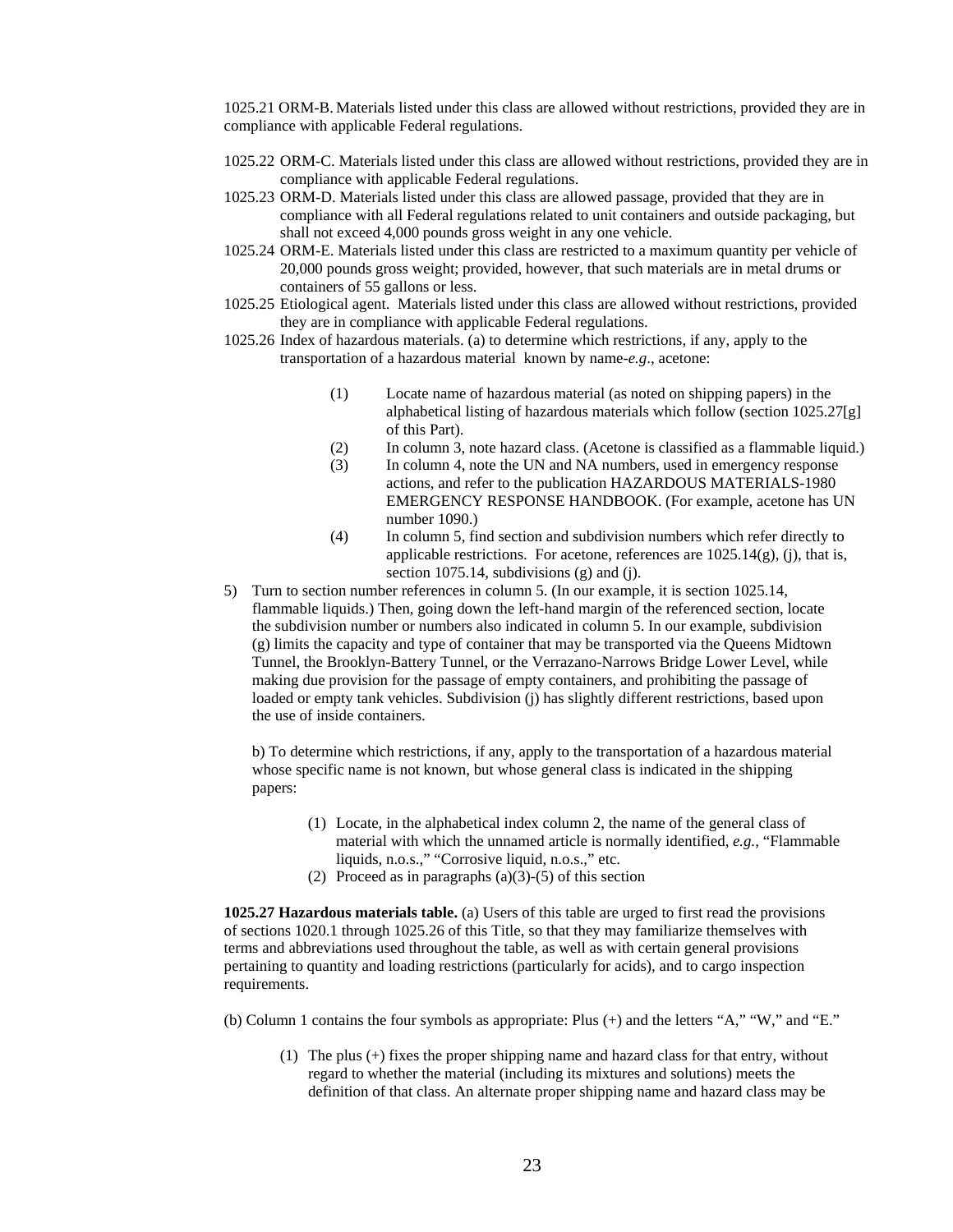1025.21 ORM-B. Materials listed under this class are allowed without restrictions, provided they are in compliance with applicable Federal regulations.

1025.22 ORM-C. Materials listed under this class are allowed without restrictions, provided they are in compliance with applicable Federal regulations.

1025.23 ORM-D. Materials listed under this class are allowed passage, provided that they are in compliance with all Federal regulations related to unit containers and outside packaging, but shall not exceed 4,000 pounds gross weight in any one vehicle.

1025.24 ORM-E. Materials listed under this class are restricted to a maximum quantity per vehicle of 20,000 pounds gross weight; provided, however, that such materials are in metal drums or containers of 55 gallons or less.

1025.25 Etiological agent. Materials listed under this class are allowed without restrictions, provided they are in compliance with applicable Federal regulations.

1025.26 Index of hazardous materials. (a) to determine which restrictions, if any, apply to the transportation of a hazardous material known by name-*e.g*., acetone:

(1) Locate name of hazardous material (as noted on shipping papers) in the alphabetical listing of hazardous materials which follow (section 1025.27[g] of this Part).

(2) In column 3, note hazard class. (Acetone is classified as a flammable liquid.)

(3) In column 4, note the UN and NA numbers, used in emergency response actions, and refer to the publication HAZARDOUS MATERIALS-1980 EMERGENCY RESPONSE HANDBOOK. (For example, acetone has UN number 1090.)

(4) In column 5, find section and subdivision numbers which refer directly to applicable restrictions. For acetone, references are 1025.14(g), (j), that is, section 1075.14, subdivisions (g) and (j).

5) Turn to section number references in column 5. (In our example, it is section 1025.14, flammable liquids.) Then, going down the left-hand margin of the referenced section, locate the subdivision number or numbers also indicated in column 5. In our example, subdivision (g) limits the capacity and type of container that may be transported via the Queens Midtown Tunnel, the Brooklyn-Battery Tunnel, or the Verrazano-Narrows Bridge Lower Level, while making due provision for the passage of empty containers, and prohibiting the passage of loaded or empty tank vehicles. Subdivision (j) has slightly different restrictions, based upon the use of inside containers.

b) To determine which restrictions, if any, apply to the transportation of a hazardous material whose specific name is not known, but whose general class is indicated in the shipping papers:

(1) Locate, in the alphabetical index column 2, the name of the general class of material with which the unnamed article is normally identified, *e.g.*, "Flammable liquids, n.o.s.," "Corrosive liquid, n.o.s.," etc.

(2) Proceed as in paragraphs (a)(3)-(5) of this section

**1025.27 Hazardous materials table.** (a) Users of this table are urged to first read the provisions of sections 1020.1 through 1025.26 of this Title, so that they may familiarize themselves with terms and abbreviations used throughout the table, as well as with certain general provisions pertaining to quantity and loading restrictions (particularly for acids), and to cargo inspection requirements.

(b) Column 1 contains the four symbols as appropriate: Plus (+) and the letters "A," "W," and "E."

(1) The plus (+) fixes the proper shipping name and hazard class for that entry, without regard to whether the material (including its mixtures and solutions) meets the definition of that class. An alternate proper shipping name and hazard class may be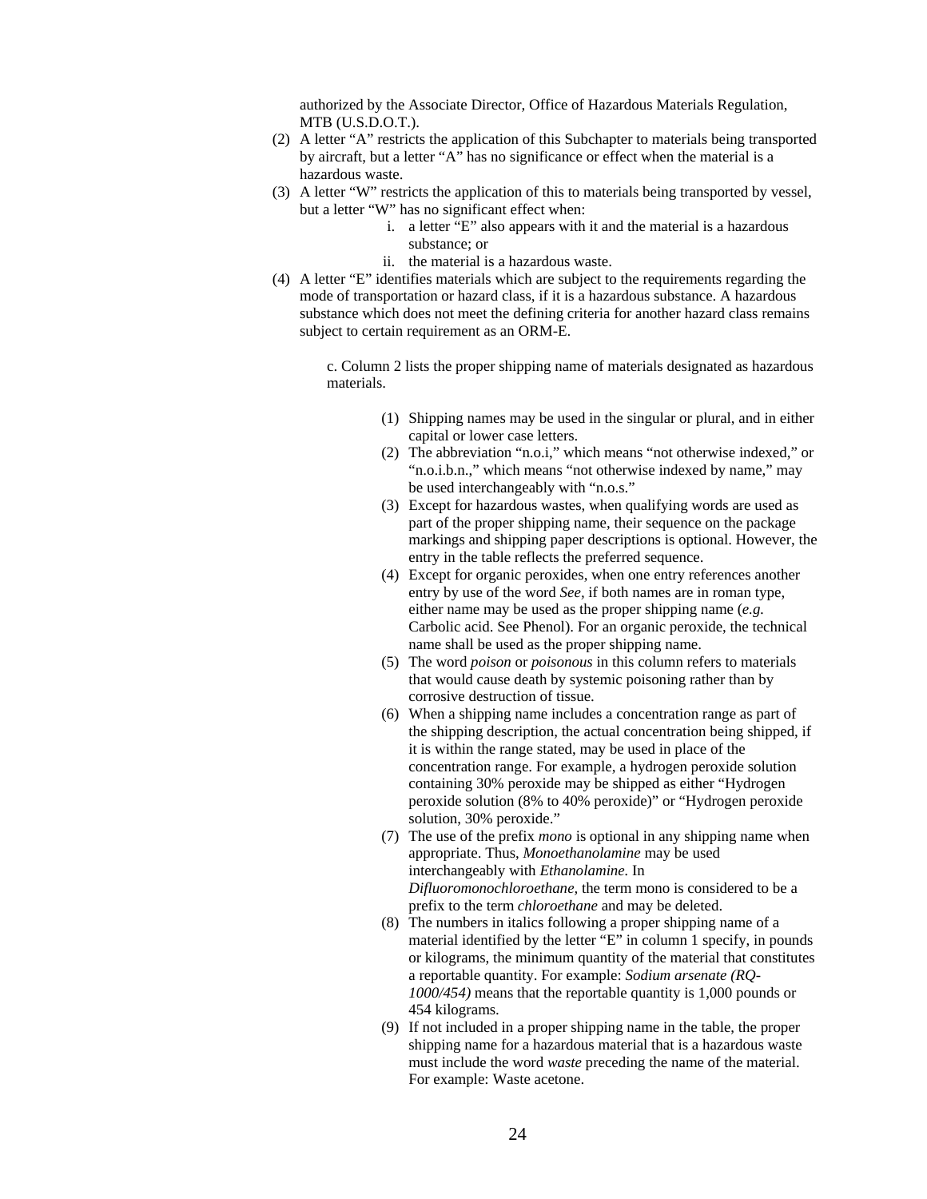authorized by the Associate Director, Office of Hazardous Materials Regulation, MTB (U.S.D.O.T.).

(2) A letter “A” restricts the application of this Subchapter to materials being transported by aircraft, but a letter “A” has no significance or effect when the material is a hazardous waste.

(3) A letter “W” restricts the application of this to materials being transported by vessel, but a letter “W” has no significant effect when:

   i. a letter “E” also appears with it and the material is a hazardous substance; or
   ii. the material is a hazardous waste.

(4) A letter “E” identifies materials which are subject to the requirements regarding the mode of transportation or hazard class, if it is a hazardous substance. A hazardous substance which does not meet the defining criteria for another hazard class remains subject to certain requirement as an ORM-E.

c. Column 2 lists the proper shipping name of materials designated as hazardous materials.

(1) Shipping names may be used in the singular or plural, and in either capital or lower case letters.

(2) The abbreviation “n.o.i,” which means “not otherwise indexed,” or “n.o.i.b.n.,” which means “not otherwise indexed by name,” may be used interchangeably with “n.o.s.”

(3) Except for hazardous wastes, when qualifying words are used as part of the proper shipping name, their sequence on the package markings and shipping paper descriptions is optional. However, the entry in the table reflects the preferred sequence.

(4) Except for organic peroxides, when one entry references another entry by use of the word *See,* if both names are in roman type, either name may be used as the proper shipping name (*e.g.* Carbolic acid. See Phenol). For an organic peroxide, the technical name shall be used as the proper shipping name.

(5) The word *poison* or *poisonous* in this column refers to materials that would cause death by systemic poisoning rather than by corrosive destruction of tissue.

(6) When a shipping name includes a concentration range as part of the shipping description, the actual concentration being shipped, if it is within the range stated, may be used in place of the concentration range. For example, a hydrogen peroxide solution containing 30% peroxide may be shipped as either “Hydrogen peroxide solution (8% to 40% peroxide)” or “Hydrogen peroxide solution, 30% peroxide.”

(7) The use of the prefix *mono* is optional in any shipping name when appropriate. Thus, *Monoethanolamine* may be used interchangeably with *Ethanolamine.* In *Difluoromonochloroethane,* the term mono is considered to be a prefix to the term *chloroethane* and may be deleted.

(8) The numbers in italics following a proper shipping name of a material identified by the letter “E” in column 1 specify, in pounds or kilograms, the minimum quantity of the material that constitutes a reportable quantity. For example: *Sodium arsenate (RQ-1000/454)* means that the reportable quantity is 1,000 pounds or 454 kilograms.

(9) If not included in a proper shipping name in the table, the proper shipping name for a hazardous material that is a hazardous waste must include the word *waste* preceding the name of the material. For example: Waste acetone.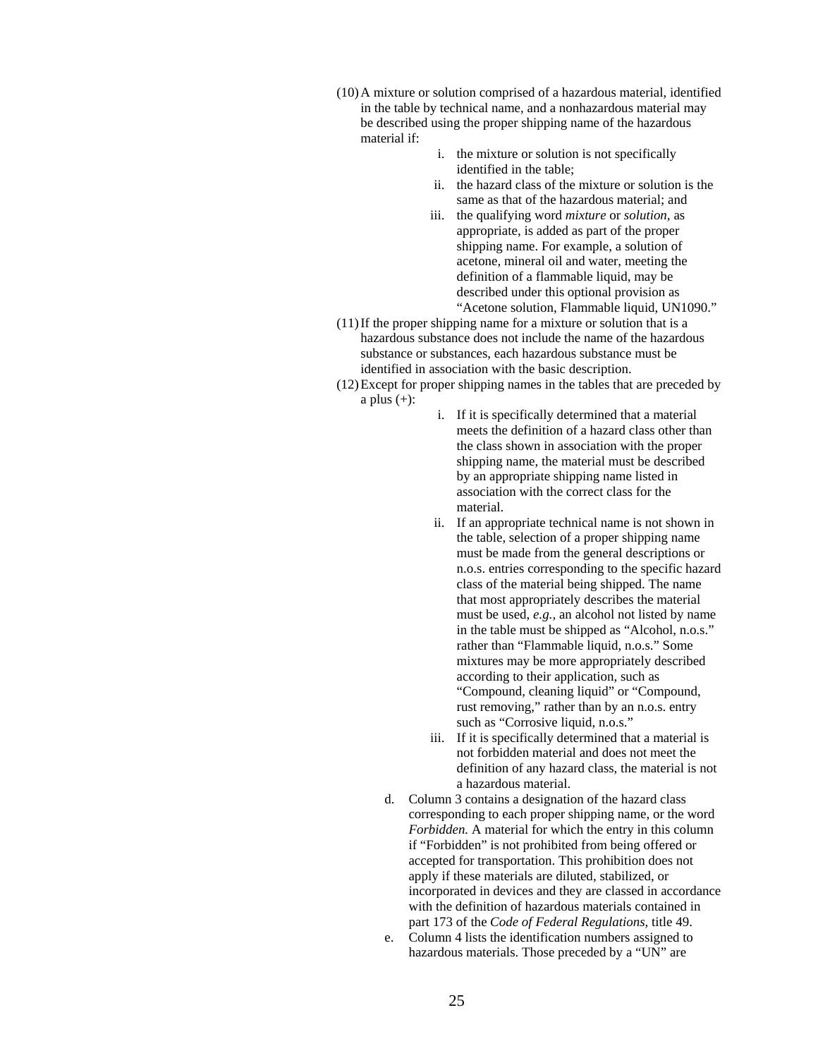(10) A mixture or solution comprised of a hazardous material, identified in the table by technical name, and a nonhazardous material may be described using the proper shipping name of the hazardous material if:

   i. the mixture or solution is not specifically identified in the table;
   ii. the hazard class of the mixture or solution is the same as that of the hazardous material; and
   iii. the qualifying word *mixture* or *solution,* as appropriate, is added as part of the proper shipping name. For example, a solution of acetone, mineral oil and water, meeting the definition of a flammable liquid, may be described under this optional provision as "Acetone solution, Flammable liquid, UN1090."

(11) If the proper shipping name for a mixture or solution that is a hazardous substance does not include the name of the hazardous substance or substances, each hazardous substance must be identified in association with the basic description.

(12) Except for proper shipping names in the tables that are preceded by a plus (+):

   i. If it is specifically determined that a material meets the definition of a hazard class other than the class shown in association with the proper shipping name, the material must be described by an appropriate shipping name listed in association with the correct class for the material.
   ii. If an appropriate technical name is not shown in the table, selection of a proper shipping name must be made from the general descriptions or n.o.s. entries corresponding to the specific hazard class of the material being shipped. The name that most appropriately describes the material must be used, *e.g.,* an alcohol not listed by name in the table must be shipped as "Alcohol, n.o.s." rather than "Flammable liquid, n.o.s." Some mixtures may be more appropriately described according to their application, such as "Compound, cleaning liquid" or "Compound, rust removing," rather than by an n.o.s. entry such as "Corrosive liquid, n.o.s."
   iii. If it is specifically determined that a material is not forbidden material and does not meet the definition of any hazard class, the material is not a hazardous material.

d. Column 3 contains a designation of the hazard class corresponding to each proper shipping name, or the word *Forbidden.* A material for which the entry in this column if "Forbidden" is not prohibited from being offered or accepted for transportation. This prohibition does not apply if these materials are diluted, stabilized, or incorporated in devices and they are classed in accordance with the definition of hazardous materials contained in part 173 of the *Code of Federal Regulations,* title 49.

e. Column 4 lists the identification numbers assigned to hazardous materials. Those preceded by a "UN" are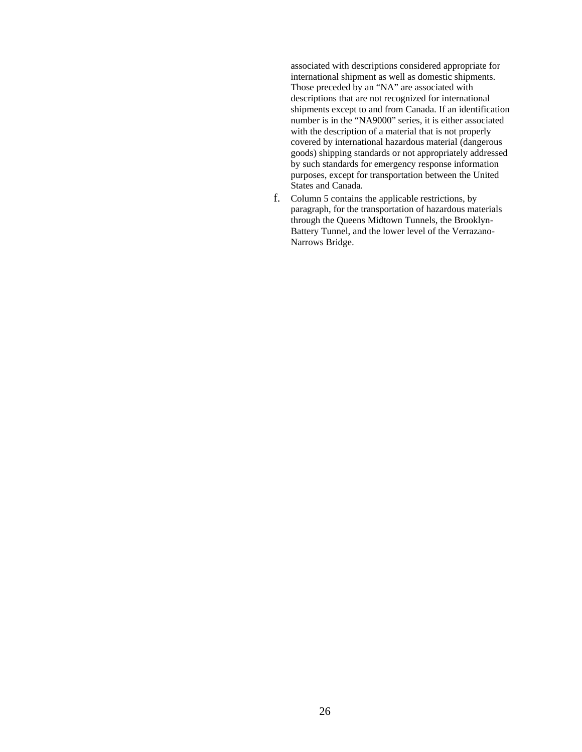associated with descriptions considered appropriate for international shipment as well as domestic shipments. Those preceded by an "NA" are associated with descriptions that are not recognized for international shipments except to and from Canada. If an identification number is in the "NA9000" series, it is either associated with the description of a material that is not properly covered by international hazardous material (dangerous goods) shipping standards or not appropriately addressed by such standards for emergency response information purposes, except for transportation between the United States and Canada.

f. Column 5 contains the applicable restrictions, by paragraph, for the transportation of hazardous materials through the Queens Midtown Tunnels, the Brooklyn-Battery Tunnel, and the lower level of the Verrazano-Narrows Bridge.